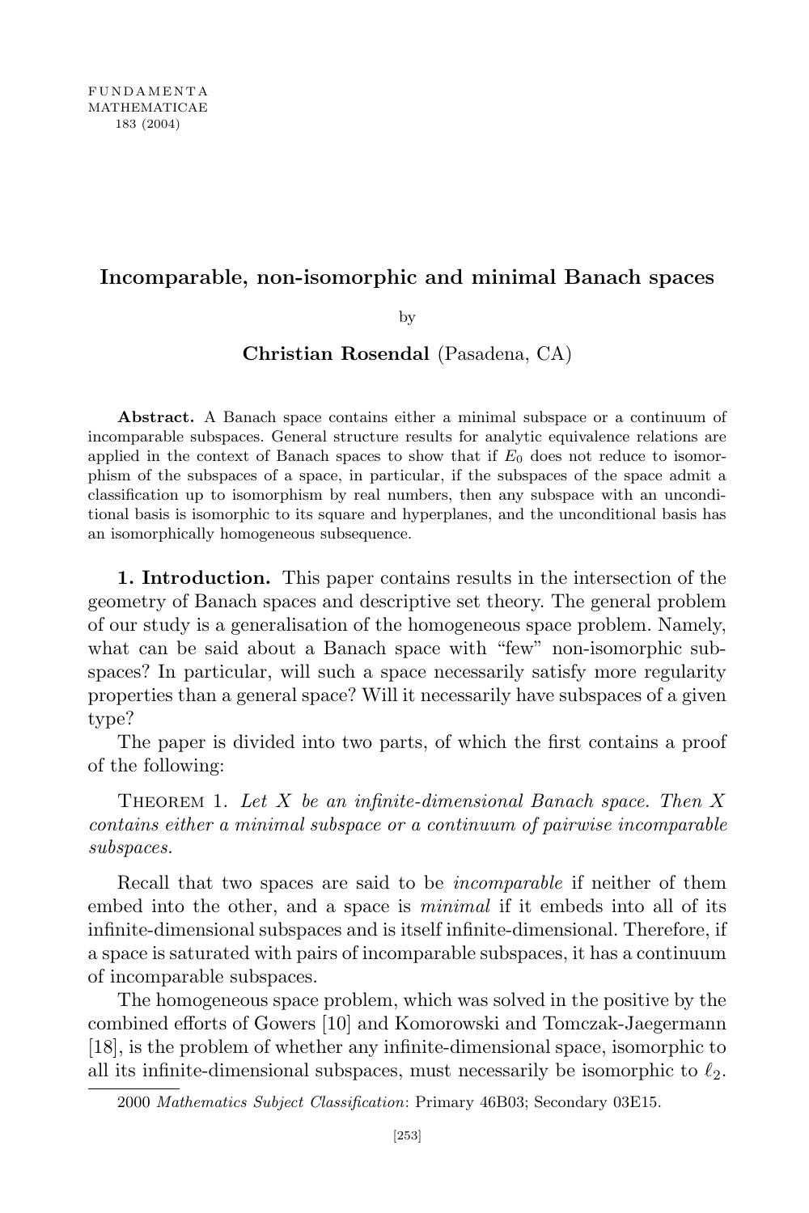# Incomparable, non-isomorphic and minimal Banach spaces

by

**Christian Rosendal** (Pasadena, CA)

**Abstract.** A Banach space contains either a minimal subspace or a continuum of incomparable subspaces. General structure results for analytic equivalence relations are applied in the context of Banach spaces to show that if $E_0$ does not reduce to isomorphism of the subspaces of a space, in particular, if the subspaces of the space admit a classification up to isomorphism by real numbers, then any subspace with an unconditional basis is isomorphic to its square and hyperplanes, and the unconditional basis has an isomorphically homogeneous subsequence.

**1. Introduction.** This paper contains results in the intersection of the geometry of Banach spaces and descriptive set theory. The general problem of our study is a generalisation of the homogeneous space problem. Namely, what can be said about a Banach space with "few" non-isomorphic subspaces? In particular, will such a space necessarily satisfy more regularity properties than a general space? Will it necessarily have subspaces of a given type?

The paper is divided into two parts, of which the first contains a proof of the following:

Theorem 1. *Let $X$ be an infinite-dimensional Banach space. Then $X$ contains either a minimal subspace or a continuum of pairwise incomparable subspaces.*

Recall that two spaces are said to be *incomparable* if neither of them embed into the other, and a space is *minimal* if it embeds into all of its infinite-dimensional subspaces and is itself infinite-dimensional. Therefore, if a space is saturated with pairs of incomparable subspaces, it has a continuum of incomparable subspaces.

The homogeneous space problem, which was solved in the positive by the combined efforts of Gowers [10] and Komorowski and Tomczak-Jaegermann [18], is the problem of whether any infinite-dimensional space, isomorphic to all its infinite-dimensional subspaces, must necessarily be isomorphic to $\ell_2$.

2000 *Mathematics Subject Classification*: Primary 46B03; Secondary 03E15.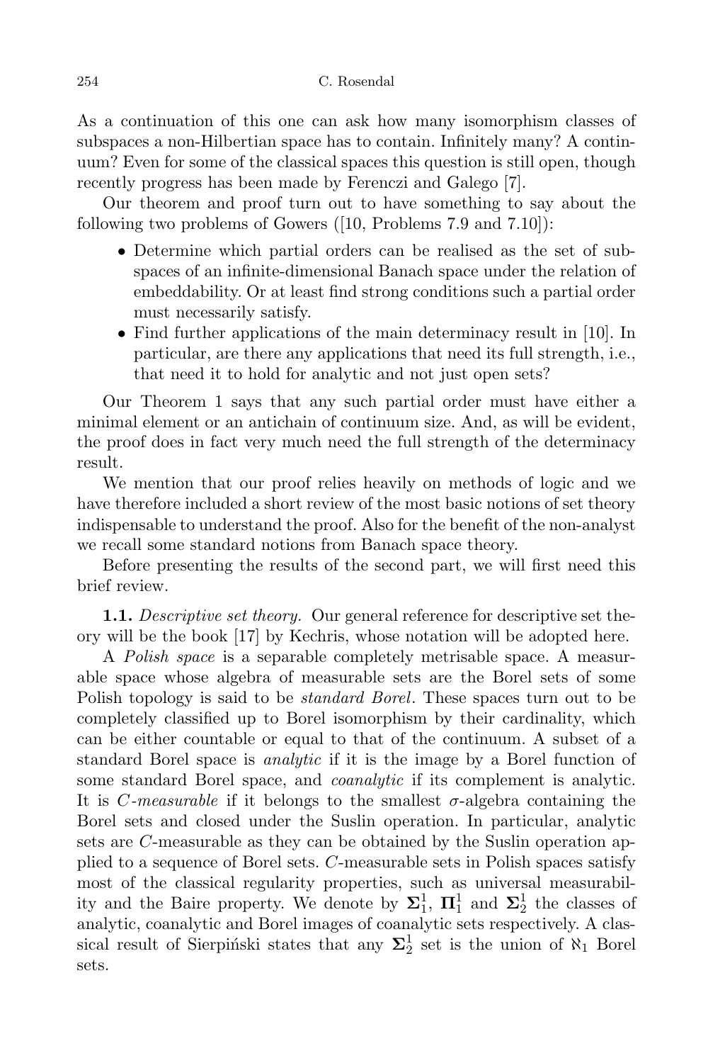As a continuation of this one can ask how many isomorphism classes of subspaces a non-Hilbertian space has to contain. Infinitely many? A continuum? Even for some of the classical spaces this question is still open, though recently progress has been made by Ferenczi and Galego [7].

Our theorem and proof turn out to have something to say about the following two problems of Gowers ([10, Problems 7.9 and 7.10]):

- Determine which partial orders can be realised as the set of subspaces of an infinite-dimensional Banach space under the relation of embeddability. Or at least find strong conditions such a partial order must necessarily satisfy.
- Find further applications of the main determinacy result in [10]. In particular, are there any applications that need its full strength, i.e., that need it to hold for analytic and not just open sets?

Our Theorem 1 says that any such partial order must have either a minimal element or an antichain of continuum size. And, as will be evident, the proof does in fact very much need the full strength of the determinacy result.

We mention that our proof relies heavily on methods of logic and we have therefore included a short review of the most basic notions of set theory indispensable to understand the proof. Also for the benefit of the non-analyst we recall some standard notions from Banach space theory.

Before presenting the results of the second part, we will first need this brief review.

**1.1.** *Descriptive set theory.* Our general reference for descriptive set theory will be the book [17] by Kechris, whose notation will be adopted here.

A *Polish space* is a separable completely metrisable space. A measurable space whose algebra of measurable sets are the Borel sets of some Polish topology is said to be *standard Borel*. These spaces turn out to be completely classified up to Borel isomorphism by their cardinality, which can be either countable or equal to that of the continuum. A subset of a standard Borel space is *analytic* if it is the image by a Borel function of some standard Borel space, and *coanalytic* if its complement is analytic. It is *C-measurable* if it belongs to the smallest $\sigma$-algebra containing the Borel sets and closed under the Suslin operation. In particular, analytic sets are $C$-measurable as they can be obtained by the Suslin operation applied to a sequence of Borel sets. $C$-measurable sets in Polish spaces satisfy most of the classical regularity properties, such as universal measurability and the Baire property. We denote by $\mathbf{\Sigma}^1_1$, $\mathbf{\Pi}^1_1$ and $\mathbf{\Sigma}^1_2$ the classes of analytic, coanalytic and Borel images of coanalytic sets respectively. A classical result of Sierpiński states that any $\mathbf{\Sigma}^1_2$ set is the union of $\aleph_1$ Borel sets.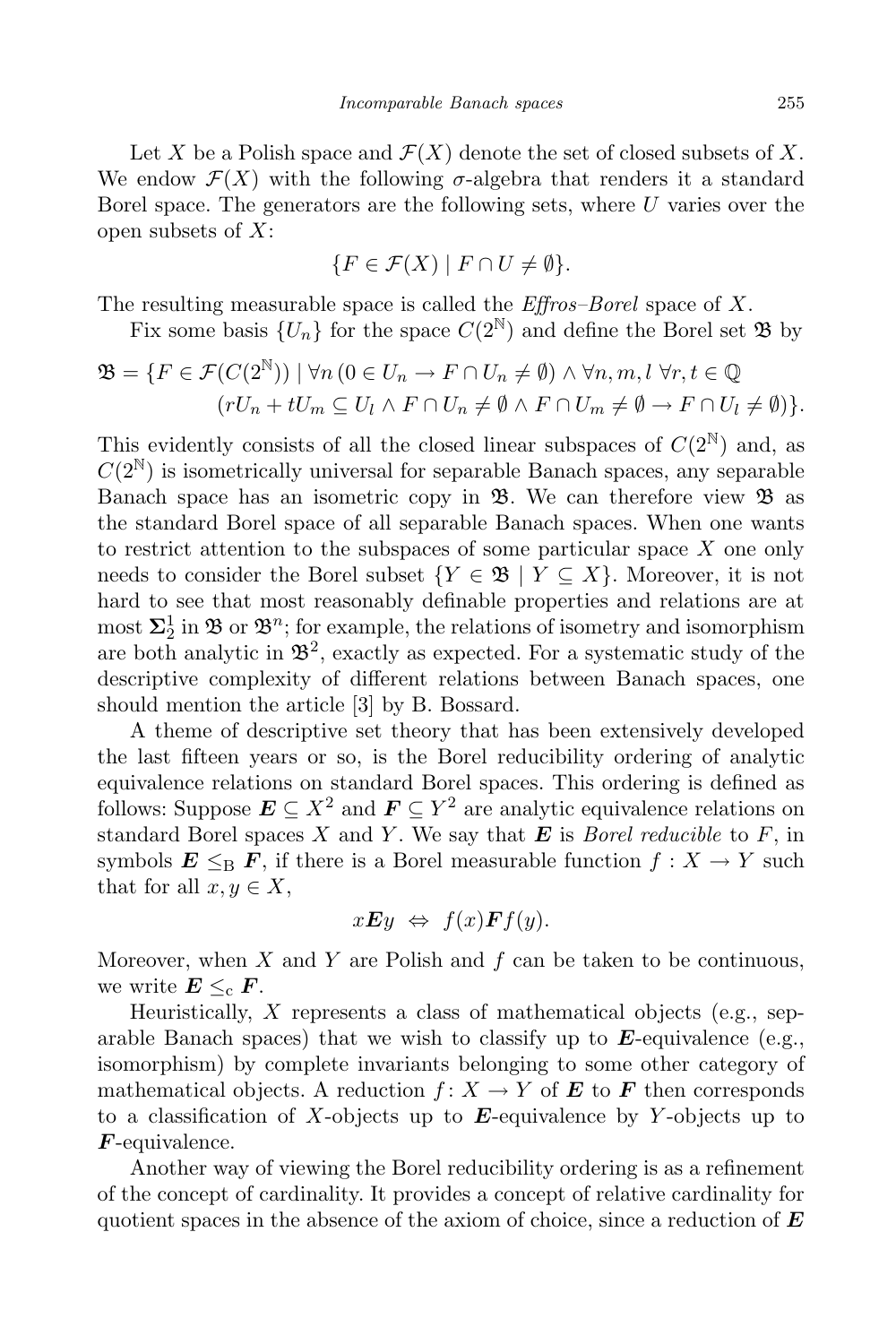Let $X$ be a Polish space and $\mathcal{F}(X)$ denote the set of closed subsets of $X$. We endow $\mathcal{F}(X)$ with the following $\sigma$-algebra that renders it a standard Borel space. The generators are the following sets, where $U$ varies over the open subsets of $X$:

$$\{F \in \mathcal{F}(X) \mid F \cap U \neq \emptyset\}.$$

The resulting measurable space is called the *Effros–Borel* space of $X$.

Fix some basis $\{U_n\}$ for the space $C(2^{\mathbb{N}})$ and define the Borel set $\mathfrak{B}$ by

$$\begin{aligned}\mathfrak{B} = \{F \in \mathcal{F}(C(2^{\mathbb{N}})) \mid \forall n\, (0 \in U_n \to F \cap U_n \neq \emptyset) \wedge \forall n, m, l\ \forall r, t \in \mathbb{Q} \\ (rU_n + tU_m \subseteq U_l \wedge F \cap U_n \neq \emptyset \wedge F \cap U_m \neq \emptyset \to F \cap U_l \neq \emptyset)\}.\end{aligned}$$

This evidently consists of all the closed linear subspaces of $C(2^{\mathbb{N}})$ and, as $C(2^{\mathbb{N}})$ is isometrically universal for separable Banach spaces, any separable Banach space has an isometric copy in $\mathfrak{B}$. We can therefore view $\mathfrak{B}$ as the standard Borel space of all separable Banach spaces. When one wants to restrict attention to the subspaces of some particular space $X$ one only needs to consider the Borel subset $\{Y \in \mathfrak{B} \mid Y \subseteq X\}$. Moreover, it is not hard to see that most reasonably definable properties and relations are at most $\mathbf{\Sigma}^1_2$ in $\mathfrak{B}$ or $\mathfrak{B}^n$; for example, the relations of isometry and isomorphism are both analytic in $\mathfrak{B}^2$, exactly as expected. For a systematic study of the descriptive complexity of different relations between Banach spaces, one should mention the article [3] by B. Bossard.

A theme of descriptive set theory that has been extensively developed the last fifteen years or so, is the Borel reducibility ordering of analytic equivalence relations on standard Borel spaces. This ordering is defined as follows: Suppose $\boldsymbol{E} \subseteq X^2$ and $\boldsymbol{F} \subseteq Y^2$ are analytic equivalence relations on standard Borel spaces $X$ and $Y$. We say that $\boldsymbol{E}$ is *Borel reducible* to $F$, in symbols $\boldsymbol{E} \leq_{\mathrm{B}} \boldsymbol{F}$, if there is a Borel measurable function $f : X \to Y$ such that for all $x, y \in X$,

$$x\boldsymbol{E}y \;\Leftrightarrow\; f(x)\boldsymbol{F}f(y).$$

Moreover, when $X$ and $Y$ are Polish and $f$ can be taken to be continuous, we write $\boldsymbol{E} \leq_{\mathrm{c}} \boldsymbol{F}$.

Heuristically, $X$ represents a class of mathematical objects (e.g., separable Banach spaces) that we wish to classify up to $\boldsymbol{E}$-equivalence (e.g., isomorphism) by complete invariants belonging to some other category of mathematical objects. A reduction $f\colon X \to Y$ of $\boldsymbol{E}$ to $\boldsymbol{F}$ then corresponds to a classification of $X$-objects up to $\boldsymbol{E}$-equivalence by $Y$-objects up to $\boldsymbol{F}$-equivalence.

Another way of viewing the Borel reducibility ordering is as a refinement of the concept of cardinality. It provides a concept of relative cardinality for quotient spaces in the absence of the axiom of choice, since a reduction of $\boldsymbol{E}$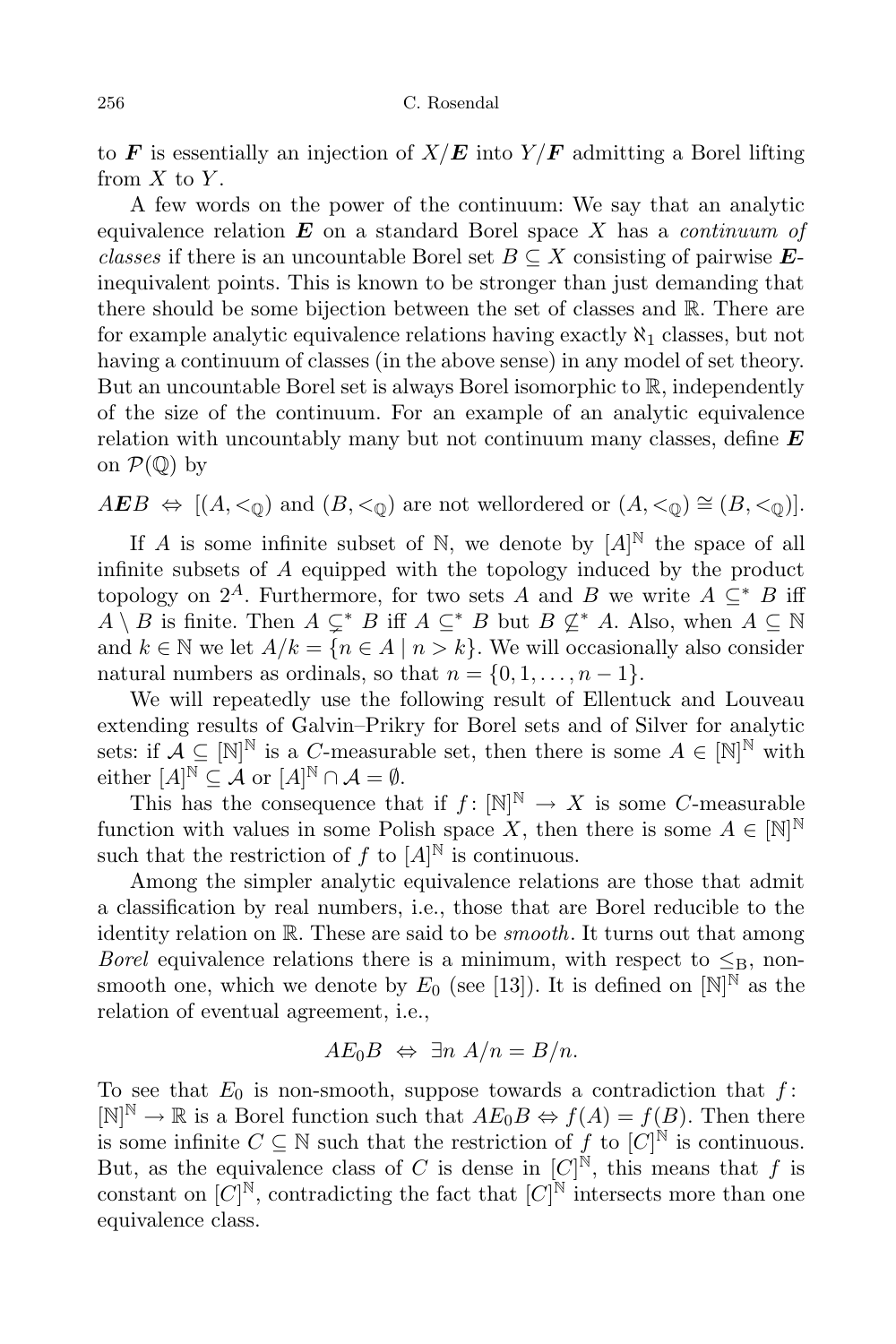to $\boldsymbol{F}$ is essentially an injection of $X/\boldsymbol{E}$ into $Y/\boldsymbol{F}$ admitting a Borel lifting from $X$ to $Y$.

A few words on the power of the continuum: We say that an analytic equivalence relation $\boldsymbol{E}$ on a standard Borel space $X$ has a *continuum of classes* if there is an uncountable Borel set $B \subseteq X$ consisting of pairwise $\boldsymbol{E}$-inequivalent points. This is known to be stronger than just demanding that there should be some bijection between the set of classes and $\mathbb{R}$. There are for example analytic equivalence relations having exactly $\aleph_1$ classes, but not having a continuum of classes (in the above sense) in any model of set theory. But an uncountable Borel set is always Borel isomorphic to $\mathbb{R}$, independently of the size of the continuum. For an example of an analytic equivalence relation with uncountably many but not continuum many classes, define $\boldsymbol{E}$ on $\mathcal{P}(\mathbb{Q})$ by

$$A\boldsymbol{E}B \Leftrightarrow [(A, <_{\mathbb{Q}}) \text{ and } (B, <_{\mathbb{Q}}) \text{ are not wellordered or } (A, <_{\mathbb{Q}}) \cong (B, <_{\mathbb{Q}})].$$

If $A$ is some infinite subset of $\mathbb{N}$, we denote by $[A]^{\mathbb{N}}$ the space of all infinite subsets of $A$ equipped with the topology induced by the product topology on $2^A$. Furthermore, for two sets $A$ and $B$ we write $A \subseteq^* B$ iff $A \setminus B$ is finite. Then $A \subsetneq^* B$ iff $A \subseteq^* B$ but $B \not\subseteq^* A$. Also, when $A \subseteq \mathbb{N}$ and $k \in \mathbb{N}$ we let $A/k = \{n \in A \mid n > k\}$. We will occasionally also consider natural numbers as ordinals, so that $n = \{0, 1, \ldots, n-1\}$.

We will repeatedly use the following result of Ellentuck and Louveau extending results of Galvin–Prikry for Borel sets and of Silver for analytic sets: if $\mathcal{A} \subseteq [\mathbb{N}]^{\mathbb{N}}$ is a $C$-measurable set, then there is some $A \in [\mathbb{N}]^{\mathbb{N}}$ with either $[A]^{\mathbb{N}} \subseteq \mathcal{A}$ or $[A]^{\mathbb{N}} \cap \mathcal{A} = \emptyset$.

This has the consequence that if $f \colon [\mathbb{N}]^{\mathbb{N}} \to X$ is some $C$-measurable function with values in some Polish space $X$, then there is some $A \in [\mathbb{N}]^{\mathbb{N}}$ such that the restriction of $f$ to $[A]^{\mathbb{N}}$ is continuous.

Among the simpler analytic equivalence relations are those that admit a classification by real numbers, i.e., those that are Borel reducible to the identity relation on $\mathbb{R}$. These are said to be *smooth*. It turns out that among *Borel* equivalence relations there is a minimum, with respect to $\leq_{\mathrm{B}}$, non-smooth one, which we denote by $E_0$ (see [13]). It is defined on $[\mathbb{N}]^{\mathbb{N}}$ as the relation of eventual agreement, i.e.,

$$AE_0B \Leftrightarrow \exists n\ A/n = B/n.$$

To see that $E_0$ is non-smooth, suppose towards a contradiction that $f\colon [\mathbb{N}]^{\mathbb{N}} \to \mathbb{R}$ is a Borel function such that $AE_0B \Leftrightarrow f(A) = f(B)$. Then there is some infinite $C \subseteq \mathbb{N}$ such that the restriction of $f$ to $[C]^{\mathbb{N}}$ is continuous. But, as the equivalence class of $C$ is dense in $[C]^{\mathbb{N}}$, this means that $f$ is constant on $[C]^{\mathbb{N}}$, contradicting the fact that $[C]^{\mathbb{N}}$ intersects more than one equivalence class.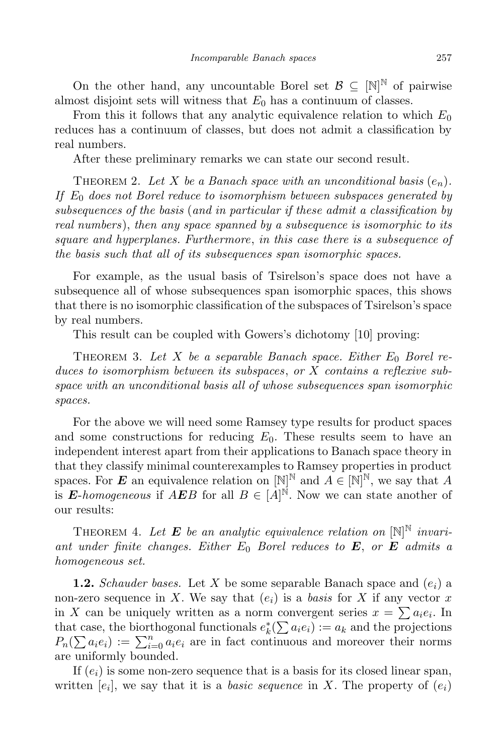On the other hand, any uncountable Borel set $\mathcal{B} \subseteq [\mathbb{N}]^{\mathbb{N}}$ of pairwise almost disjoint sets will witness that $E_0$ has a continuum of classes.

From this it follows that any analytic equivalence relation to which $E_0$ reduces has a continuum of classes, but does not admit a classification by real numbers.

After these preliminary remarks we can state our second result.

Theorem 2. *Let $X$ be a Banach space with an unconditional basis $(e_n)$. If $E_0$ does not Borel reduce to isomorphism between subspaces generated by subsequences of the basis* (*and in particular if these admit a classification by real numbers*), *then any space spanned by a subsequence is isomorphic to its square and hyperplanes. Furthermore*, *in this case there is a subsequence of the basis such that all of its subsequences span isomorphic spaces.*

For example, as the usual basis of Tsirelson's space does not have a subsequence all of whose subsequences span isomorphic spaces, this shows that there is no isomorphic classification of the subspaces of Tsirelson's space by real numbers.

This result can be coupled with Gowers's dichotomy [10] proving:

Theorem 3. *Let $X$ be a separable Banach space. Either $E_0$ Borel reduces to isomorphism between its subspaces*, *or $X$ contains a reflexive subspace with an unconditional basis all of whose subsequences span isomorphic spaces.*

For the above we will need some Ramsey type results for product spaces and some constructions for reducing $E_0$. These results seem to have an independent interest apart from their applications to Banach space theory in that they classify minimal counterexamples to Ramsey properties in product spaces. For $\boldsymbol{E}$ an equivalence relation on $[\mathbb{N}]^{\mathbb{N}}$ and $A \in [\mathbb{N}]^{\mathbb{N}}$, we say that $A$ is *$\boldsymbol{E}$-homogeneous* if $A\boldsymbol{E}B$ for all $B \in [A]^{\mathbb{N}}$. Now we can state another of our results:

Theorem 4. *Let $\boldsymbol{E}$ be an analytic equivalence relation on $[\mathbb{N}]^{\mathbb{N}}$ invariant under finite changes. Either $E_0$ Borel reduces to $\boldsymbol{E}$, or $\boldsymbol{E}$ admits a homogeneous set.*

**1.2.** *Schauder bases.* Let $X$ be some separable Banach space and $(e_i)$ a non-zero sequence in $X$. We say that $(e_i)$ is a *basis* for $X$ if any vector $x$ in $X$ can be uniquely written as a norm convergent series $x = \sum a_i e_i$. In that case, the biorthogonal functionals $e_k^*(\sum a_i e_i) := a_k$ and the projections $P_n(\sum a_i e_i) := \sum_{i=0}^{n} a_i e_i$ are in fact continuous and moreover their norms are uniformly bounded.

If $(e_i)$ is some non-zero sequence that is a basis for its closed linear span, written $[e_i]$, we say that it is a *basic sequence* in $X$. The property of $(e_i)$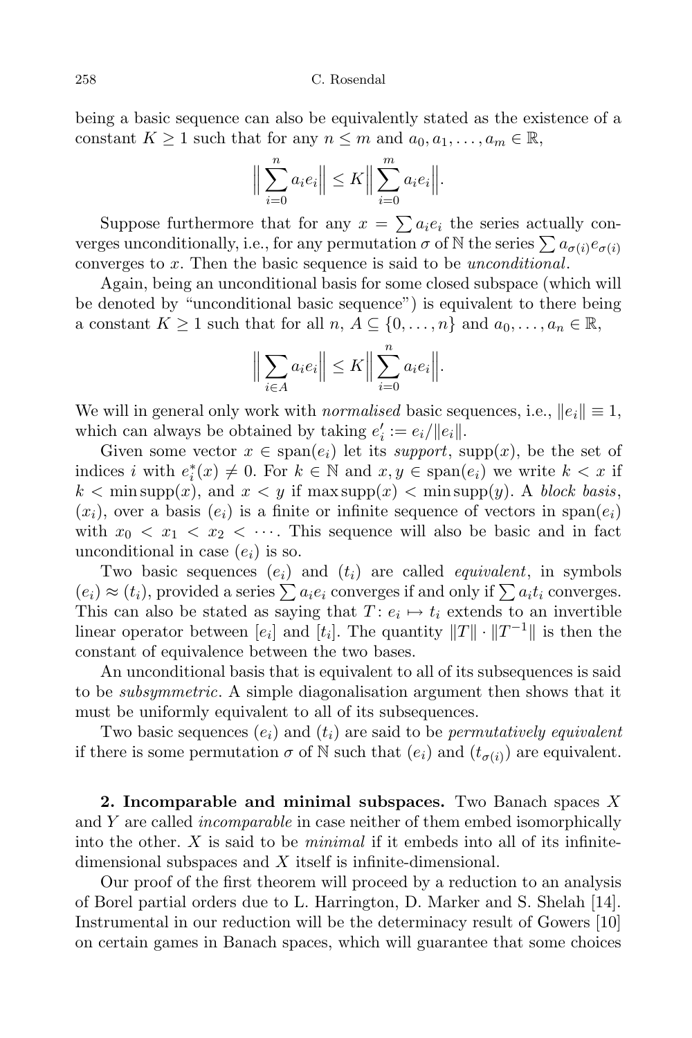being a basic sequence can also be equivalently stated as the existence of a constant $K \geq 1$ such that for any $n \leq m$ and $a_0, a_1, \ldots, a_m \in \mathbb{R}$,

$$\Big\| \sum_{i=0}^{n} a_i e_i \Big\| \leq K \Big\| \sum_{i=0}^{m} a_i e_i \Big\|.$$

Suppose furthermore that for any $x = \sum a_i e_i$ the series actually converges unconditionally, i.e., for any permutation $\sigma$ of $\mathbb{N}$ the series $\sum a_{\sigma(i)} e_{\sigma(i)}$ converges to $x$. Then the basic sequence is said to be *unconditional*.

Again, being an unconditional basis for some closed subspace (which will be denoted by "unconditional basic sequence") is equivalent to there being a constant $K \geq 1$ such that for all $n$, $A \subseteq \{0, \ldots, n\}$ and $a_0, \ldots, a_n \in \mathbb{R}$,

$$\Big\| \sum_{i \in A} a_i e_i \Big\| \leq K \Big\| \sum_{i=0}^{n} a_i e_i \Big\|.$$

We will in general only work with *normalised* basic sequences, i.e., $\|e_i\| \equiv 1$, which can always be obtained by taking $e'_i := e_i / \|e_i\|$.

Given some vector $x \in \operatorname{span}(e_i)$ let its *support*, $\operatorname{supp}(x)$, be the set of indices $i$ with $e^*_i(x) \neq 0$. For $k \in \mathbb{N}$ and $x, y \in \operatorname{span}(e_i)$ we write $k < x$ if $k < \min \operatorname{supp}(x)$, and $x < y$ if $\max \operatorname{supp}(x) < \min \operatorname{supp}(y)$. A *block basis*, $(x_i)$, over a basis $(e_i)$ is a finite or infinite sequence of vectors in $\operatorname{span}(e_i)$ with $x_0 < x_1 < x_2 < \cdots$. This sequence will also be basic and in fact unconditional in case $(e_i)$ is so.

Two basic sequences $(e_i)$ and $(t_i)$ are called *equivalent*, in symbols $(e_i) \approx (t_i)$, provided a series $\sum a_i e_i$ converges if and only if $\sum a_i t_i$ converges. This can also be stated as saying that $T \colon e_i \mapsto t_i$ extends to an invertible linear operator between $[e_i]$ and $[t_i]$. The quantity $\|T\| \cdot \|T^{-1}\|$ is then the constant of equivalence between the two bases.

An unconditional basis that is equivalent to all of its subsequences is said to be *subsymmetric*. A simple diagonalisation argument then shows that it must be uniformly equivalent to all of its subsequences.

Two basic sequences $(e_i)$ and $(t_i)$ are said to be *permutatively equivalent* if there is some permutation $\sigma$ of $\mathbb{N}$ such that $(e_i)$ and $(t_{\sigma(i)})$ are equivalent.

**2. Incomparable and minimal subspaces.** Two Banach spaces $X$ and $Y$ are called *incomparable* in case neither of them embed isomorphically into the other. $X$ is said to be *minimal* if it embeds into all of its infinite-dimensional subspaces and $X$ itself is infinite-dimensional.

Our proof of the first theorem will proceed by a reduction to an analysis of Borel partial orders due to L. Harrington, D. Marker and S. Shelah [14]. Instrumental in our reduction will be the determinacy result of Gowers [10] on certain games in Banach spaces, which will guarantee that some choices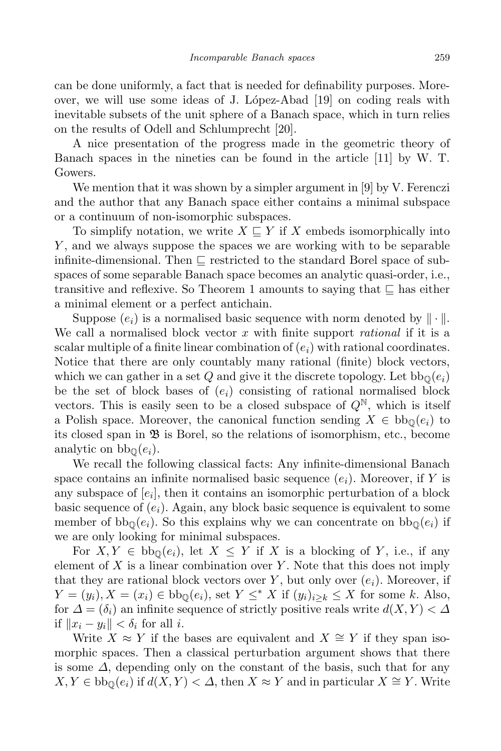can be done uniformly, a fact that is needed for definability purposes. Moreover, we will use some ideas of J. López-Abad [19] on coding reals with inevitable subsets of the unit sphere of a Banach space, which in turn relies on the results of Odell and Schlumprecht [20].

A nice presentation of the progress made in the geometric theory of Banach spaces in the nineties can be found in the article [11] by W. T. Gowers.

We mention that it was shown by a simpler argument in [9] by V. Ferenczi and the author that any Banach space either contains a minimal subspace or a continuum of non-isomorphic subspaces.

To simplify notation, we write $X \sqsubseteq Y$ if $X$ embeds isomorphically into $Y$, and we always suppose the spaces we are working with to be separable infinite-dimensional. Then $\sqsubseteq$ restricted to the standard Borel space of subspaces of some separable Banach space becomes an analytic quasi-order, i.e., transitive and reflexive. So Theorem 1 amounts to saying that $\sqsubseteq$ has either a minimal element or a perfect antichain.

Suppose $(e_i)$ is a normalised basic sequence with norm denoted by $\|\cdot\|$. We call a normalised block vector $x$ with finite support *rational* if it is a scalar multiple of a finite linear combination of $(e_i)$ with rational coordinates. Notice that there are only countably many rational (finite) block vectors, which we can gather in a set $Q$ and give it the discrete topology. Let $\mathrm{bb}_{\mathbb{Q}}(e_i)$ be the set of block bases of $(e_i)$ consisting of rational normalised block vectors. This is easily seen to be a closed subspace of $Q^{\mathbb{N}}$, which is itself a Polish space. Moreover, the canonical function sending $X \in \mathrm{bb}_{\mathbb{Q}}(e_i)$ to its closed span in $\mathfrak{B}$ is Borel, so the relations of isomorphism, etc., become analytic on $\mathrm{bb}_{\mathbb{Q}}(e_i)$.

We recall the following classical facts: Any infinite-dimensional Banach space contains an infinite normalised basic sequence $(e_i)$. Moreover, if $Y$ is any subspace of $[e_i]$, then it contains an isomorphic perturbation of a block basic sequence of $(e_i)$. Again, any block basic sequence is equivalent to some member of $\mathrm{bb}_{\mathbb{Q}}(e_i)$. So this explains why we can concentrate on $\mathrm{bb}_{\mathbb{Q}}(e_i)$ if we are only looking for minimal subspaces.

For $X, Y \in \mathrm{bb}_{\mathbb{Q}}(e_i)$, let $X \leq Y$ if $X$ is a blocking of $Y$, i.e., if any element of $X$ is a linear combination over $Y$. Note that this does not imply that they are rational block vectors over $Y$, but only over $(e_i)$. Moreover, if $Y = (y_i), X = (x_i) \in \mathrm{bb}_{\mathbb{Q}}(e_i)$, set $Y \leq^* X$ if $(y_i)_{i \geq k} \leq X$ for some $k$. Also, for $\Delta = (\delta_i)$ an infinite sequence of strictly positive reals write $d(X, Y) < \Delta$ if $\|x_i - y_i\| < \delta_i$ for all $i$.

Write $X \approx Y$ if the bases are equivalent and $X \cong Y$ if they span isomorphic spaces. Then a classical perturbation argument shows that there is some $\Delta$, depending only on the constant of the basis, such that for any $X, Y \in \mathrm{bb}_{\mathbb{Q}}(e_i)$ if $d(X, Y) < \Delta$, then $X \approx Y$ and in particular $X \cong Y$. Write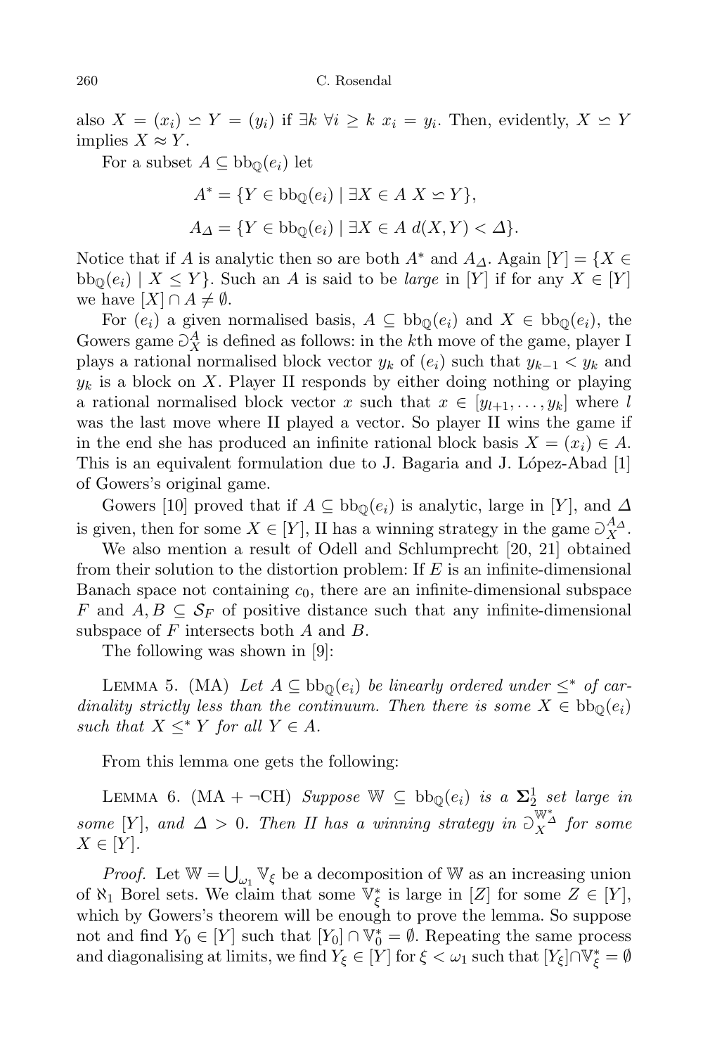also $X = (x_i) \simeq Y = (y_i)$ if $\exists k\ \forall i \geq k\ x_i = y_i$. Then, evidently, $X \simeq Y$ implies $X \approx Y$.

For a subset $A \subseteq \mathrm{bb}_{\mathbb{Q}}(e_i)$ let

$$A^* = \{Y \in \mathrm{bb}_{\mathbb{Q}}(e_i) \mid \exists X \in A\ X \simeq Y\},$$

$$A_\Delta = \{Y \in \mathrm{bb}_{\mathbb{Q}}(e_i) \mid \exists X \in A\ d(X,Y) < \Delta\}.$$

Notice that if $A$ is analytic then so are both $A^*$ and $A_\Delta$. Again $[Y] = \{X \in \mathrm{bb}_{\mathbb{Q}}(e_i) \mid X \leq Y\}$. Such an $A$ is said to be *large* in $[Y]$ if for any $X \in [Y]$ we have $[X] \cap A \neq \emptyset$.

For $(e_i)$ a given normalised basis, $A \subseteq \mathrm{bb}_{\mathbb{Q}}(e_i)$ and $X \in \mathrm{bb}_{\mathbb{Q}}(e_i)$, the Gowers game $\Game_X^A$ is defined as follows: in the $k$th move of the game, player I plays a rational normalised block vector $y_k$ of $(e_i)$ such that $y_{k-1} < y_k$ and $y_k$ is a block on $X$. Player II responds by either doing nothing or playing a rational normalised block vector $x$ such that $x \in [y_{l+1}, \ldots, y_k]$ where $l$ was the last move where II played a vector. So player II wins the game if in the end she has produced an infinite rational block basis $X = (x_i) \in A$. This is an equivalent formulation due to J. Bagaria and J. López-Abad [1] of Gowers's original game.

Gowers [10] proved that if $A \subseteq \mathrm{bb}_{\mathbb{Q}}(e_i)$ is analytic, large in $[Y]$, and $\Delta$ is given, then for some $X \in [Y]$, II has a winning strategy in the game $\Game_X^{A_\Delta}$.

We also mention a result of Odell and Schlumprecht [20, 21] obtained from their solution to the distortion problem: If $E$ is an infinite-dimensional Banach space not containing $c_0$, there are an infinite-dimensional subspace $F$ and $A, B \subseteq \mathcal{S}_F$ of positive distance such that any infinite-dimensional subspace of $F$ intersects both $A$ and $B$.

The following was shown in [9]:

Lemma 5. (MA) *Let $A \subseteq \mathrm{bb}_{\mathbb{Q}}(e_i)$ be linearly ordered under $\leq^*$ of cardinality strictly less than the continuum. Then there is some $X \in \mathrm{bb}_{\mathbb{Q}}(e_i)$ such that $X \leq^* Y$ for all $Y \in A$.*

From this lemma one gets the following:

Lemma 6. (MA + $\neg$CH) *Suppose $\mathbb{W} \subseteq \mathrm{bb}_{\mathbb{Q}}(e_i)$ is a $\mathbf{\Sigma}^1_2$ set large in some $[Y]$, and $\Delta > 0$. Then II has a winning strategy in $\Game_X^{\mathbb{W}^*_\Delta}$ for some $X \in [Y]$.*

*Proof.* Let $\mathbb{W} = \bigcup_{\omega_1} \mathbb{V}_\xi$ be a decomposition of $\mathbb{W}$ as an increasing union of $\aleph_1$ Borel sets. We claim that some $\mathbb{V}^*_\xi$ is large in $[Z]$ for some $Z \in [Y]$, which by Gowers's theorem will be enough to prove the lemma. So suppose not and find $Y_0 \in [Y]$ such that $[Y_0] \cap \mathbb{V}^*_0 = \emptyset$. Repeating the same process and diagonalising at limits, we find $Y_\xi \in [Y]$ for $\xi < \omega_1$ such that $[Y_\xi] \cap \mathbb{V}^*_\xi = \emptyset$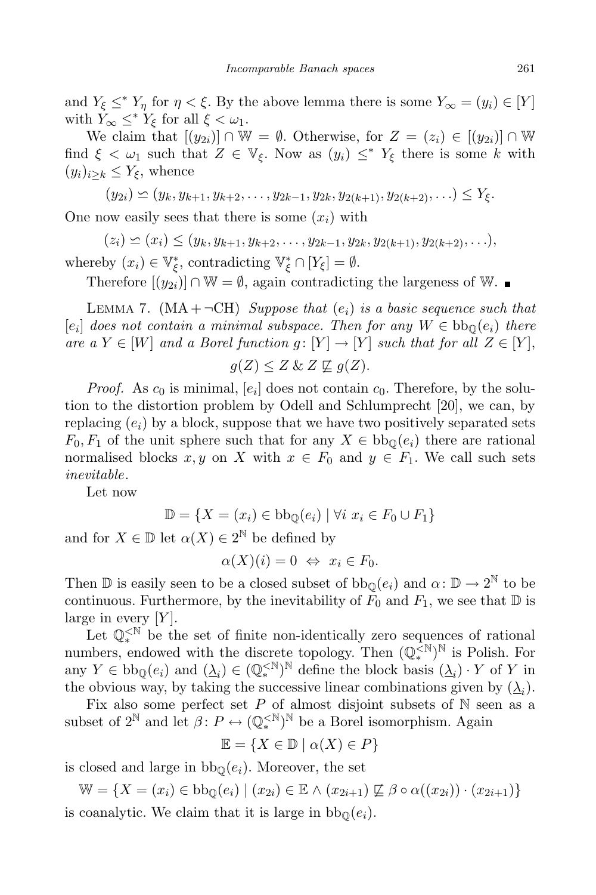and $Y_\xi \leq^* Y_\eta$ for $\eta < \xi$. By the above lemma there is some $Y_\infty = (y_i) \in [Y]$ with $Y_\infty \leq^* Y_\xi$ for all $\xi < \omega_1$.

We claim that $[(y_{2i})] \cap \mathbb{W} = \emptyset$. Otherwise, for $Z = (z_i) \in [(y_{2i})] \cap \mathbb{W}$ find $\xi < \omega_1$ such that $Z \in \mathbb{V}_\xi$. Now as $(y_i) \leq^* Y_\xi$ there is some $k$ with $(y_i)_{i \geq k} \leq Y_\xi$, whence

$$(y_{2i}) \backsimeq (y_k, y_{k+1}, y_{k+2}, \ldots, y_{2k-1}, y_{2k}, y_{2(k+1)}, y_{2(k+2)}, \ldots) \leq Y_\xi.$$

One now easily sees that there is some $(x_i)$ with

$$(z_i) \backsimeq (x_i) \leq (y_k, y_{k+1}, y_{k+2}, \ldots, y_{2k-1}, y_{2k}, y_{2(k+1)}, y_{2(k+2)}, \ldots),$$

whereby $(x_i) \in \mathbb{V}_\xi^*$, contradicting $\mathbb{V}_\xi^* \cap [Y_\xi] = \emptyset$.

Therefore $[(y_{2i})] \cap \mathbb{W} = \emptyset$, again contradicting the largeness of $\mathbb{W}$. ■

Lemma 7. (MA + ¬CH) *Suppose that $(e_i)$ is a basic sequence such that $[e_i]$ does not contain a minimal subspace. Then for any $W \in \mathrm{bb}_\mathbb{Q}(e_i)$ there are a $Y \in [W]$ and a Borel function $g\colon [Y] \to [Y]$ such that for all $Z \in [Y]$,*

$$g(Z) \leq Z \;\&\; Z \not\sqsubseteq g(Z).$$

*Proof.* As $c_0$ is minimal, $[e_i]$ does not contain $c_0$. Therefore, by the solution to the distortion problem by Odell and Schlumprecht [20], we can, by replacing $(e_i)$ by a block, suppose that we have two positively separated sets $F_0, F_1$ of the unit sphere such that for any $X \in \mathrm{bb}_\mathbb{Q}(e_i)$ there are rational normalised blocks $x, y$ on $X$ with $x \in F_0$ and $y \in F_1$. We call such sets *inevitable*.

Let now

$$\mathbb{D} = \{X = (x_i) \in \mathrm{bb}_\mathbb{Q}(e_i) \mid \forall i \; x_i \in F_0 \cup F_1\}$$

and for $X \in \mathbb{D}$ let $\alpha(X) \in 2^\mathbb{N}$ be defined by

$$\alpha(X)(i) = 0 \;\Leftrightarrow\; x_i \in F_0.$$

Then $\mathbb{D}$ is easily seen to be a closed subset of $\mathrm{bb}_\mathbb{Q}(e_i)$ and $\alpha\colon \mathbb{D} \to 2^\mathbb{N}$ to be continuous. Furthermore, by the inevitability of $F_0$ and $F_1$, we see that $\mathbb{D}$ is large in every $[Y]$.

Let $\mathbb{Q}_*^{<\mathbb{N}}$ be the set of finite non-identically zero sequences of rational numbers, endowed with the discrete topology. Then $(\mathbb{Q}_*^{<\mathbb{N}})^\mathbb{N}$ is Polish. For any $Y \in \mathrm{bb}_\mathbb{Q}(e_i)$ and $(\underline{\lambda}_i) \in (\mathbb{Q}_*^{<\mathbb{N}})^\mathbb{N}$ define the block basis $(\underline{\lambda}_i) \cdot Y$ of $Y$ in the obvious way, by taking the successive linear combinations given by $(\underline{\lambda}_i)$.

Fix also some perfect set $P$ of almost disjoint subsets of $\mathbb{N}$ seen as a subset of $2^\mathbb{N}$ and let $\beta\colon P \leftrightarrow (\mathbb{Q}_*^{<\mathbb{N}})^\mathbb{N}$ be a Borel isomorphism. Again

$$\mathbb{E} = \{X \in \mathbb{D} \mid \alpha(X) \in P\}$$

is closed and large in $\mathrm{bb}_\mathbb{Q}(e_i)$. Moreover, the set

$$\mathbb{W} = \{X = (x_i) \in \mathrm{bb}_\mathbb{Q}(e_i) \mid (x_{2i}) \in \mathbb{E} \wedge (x_{2i+1}) \not\sqsubseteq \beta \circ \alpha((x_{2i})) \cdot (x_{2i+1})\}$$

is coanalytic. We claim that it is large in $\mathrm{bb}_\mathbb{Q}(e_i)$.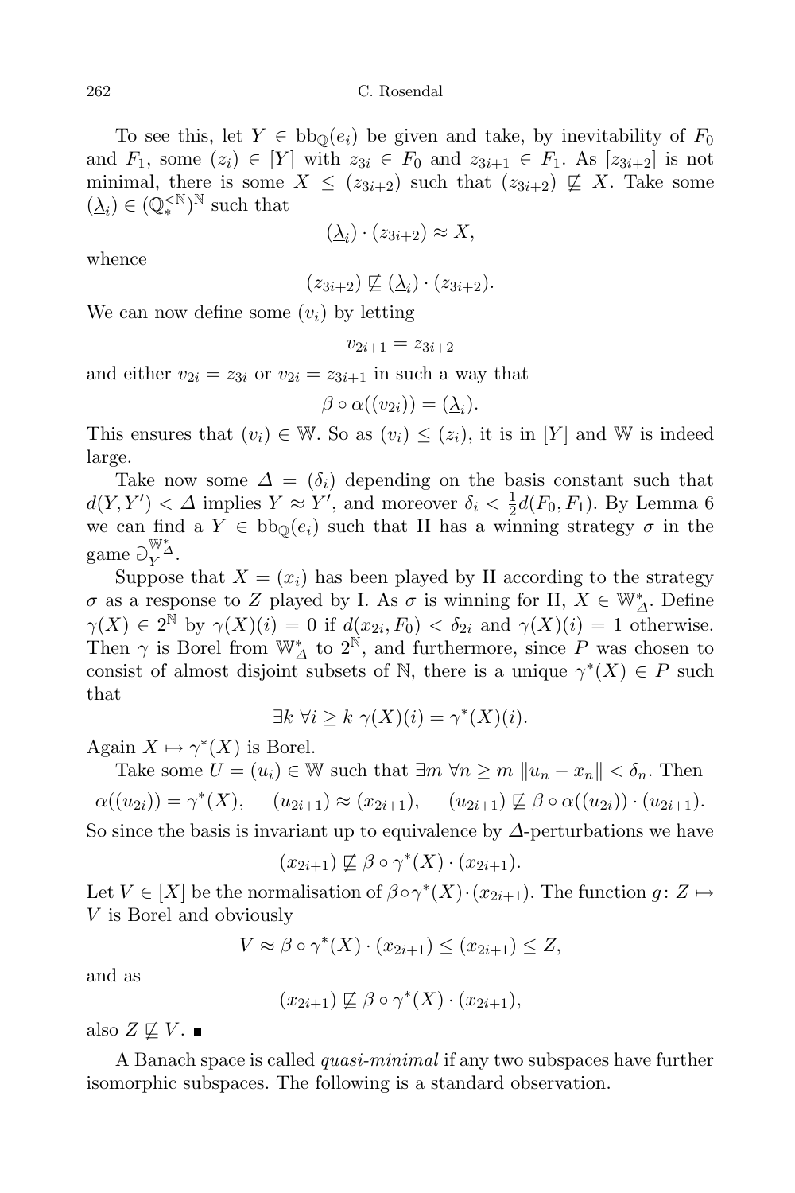To see this, let $Y \in \mathrm{bb}_{\mathbb{Q}}(e_i)$ be given and take, by inevitability of $F_0$ and $F_1$, some $(z_i) \in [Y]$ with $z_{3i} \in F_0$ and $z_{3i+1} \in F_1$. As $[z_{3i+2}]$ is not minimal, there is some $X \le (z_{3i+2})$ such that $(z_{3i+2}) \not\sqsubseteq X$. Take some $(\underline{\lambda}_i) \in (\mathbb{Q}_*^{<\mathbb{N}})^{\mathbb{N}}$ such that

$$(\underline{\lambda}_i) \cdot (z_{3i+2}) \approx X,$$

whence

$$(z_{3i+2}) \not\sqsubseteq (\underline{\lambda}_i) \cdot (z_{3i+2}).$$

We can now define some $(v_i)$ by letting

$$v_{2i+1} = z_{3i+2}$$

and either $v_{2i} = z_{3i}$ or $v_{2i} = z_{3i+1}$ in such a way that

$$\beta \circ \alpha((v_{2i})) = (\underline{\lambda}_i).$$

This ensures that $(v_i) \in \mathbb{W}$. So as $(v_i) \le (z_i)$, it is in $[Y]$ and $\mathbb{W}$ is indeed large.

Take now some $\Delta = (\delta_i)$ depending on the basis constant such that $d(Y, Y') < \Delta$ implies $Y \approx Y'$, and moreover $\delta_i < \frac{1}{2} d(F_0, F_1)$. By Lemma 6 we can find a $Y \in \mathrm{bb}_{\mathbb{Q}}(e_i)$ such that II has a winning strategy $\sigma$ in the game $\supset_Y^{\mathbb{W}^*_\Delta}$.

Suppose that $X = (x_i)$ has been played by II according to the strategy $\sigma$ as a response to $Z$ played by I. As $\sigma$ is winning for II, $X \in \mathbb{W}^*_\Delta$. Define $\gamma(X) \in 2^{\mathbb{N}}$ by $\gamma(X)(i) = 0$ if $d(x_{2i}, F_0) < \delta_{2i}$ and $\gamma(X)(i) = 1$ otherwise. Then $\gamma$ is Borel from $\mathbb{W}^*_\Delta$ to $2^{\mathbb{N}}$, and furthermore, since $P$ was chosen to consist of almost disjoint subsets of $\mathbb{N}$, there is a unique $\gamma^*(X) \in P$ such that

$$\exists k\ \forall i \ge k\ \gamma(X)(i) = \gamma^*(X)(i).$$

Again $X \mapsto \gamma^*(X)$ is Borel.

Take some $U = (u_i) \in \mathbb{W}$ such that $\exists m\ \forall n \ge m\ \|u_n - x_n\| < \delta_n$. Then

$$\alpha((u_{2i})) = \gamma^*(X), \qquad (u_{2i+1}) \approx (x_{2i+1}), \qquad (u_{2i+1}) \not\sqsubseteq \beta \circ \alpha((u_{2i})) \cdot (u_{2i+1}).$$

So since the basis is invariant up to equivalence by $\Delta$-perturbations we have

$$(x_{2i+1}) \not\sqsubseteq \beta \circ \gamma^*(X) \cdot (x_{2i+1}).$$

Let $V \in [X]$ be the normalisation of $\beta \circ \gamma^*(X) \cdot (x_{2i+1})$. The function $g \colon Z \mapsto V$ is Borel and obviously

$$V \approx \beta \circ \gamma^*(X) \cdot (x_{2i+1}) \le (x_{2i+1}) \le Z,$$

and as

$$(x_{2i+1}) \not\sqsubseteq \beta \circ \gamma^*(X) \cdot (x_{2i+1}),$$

also $Z \not\sqsubseteq V$. ∎

A Banach space is called *quasi-minimal* if any two subspaces have further isomorphic subspaces. The following is a standard observation.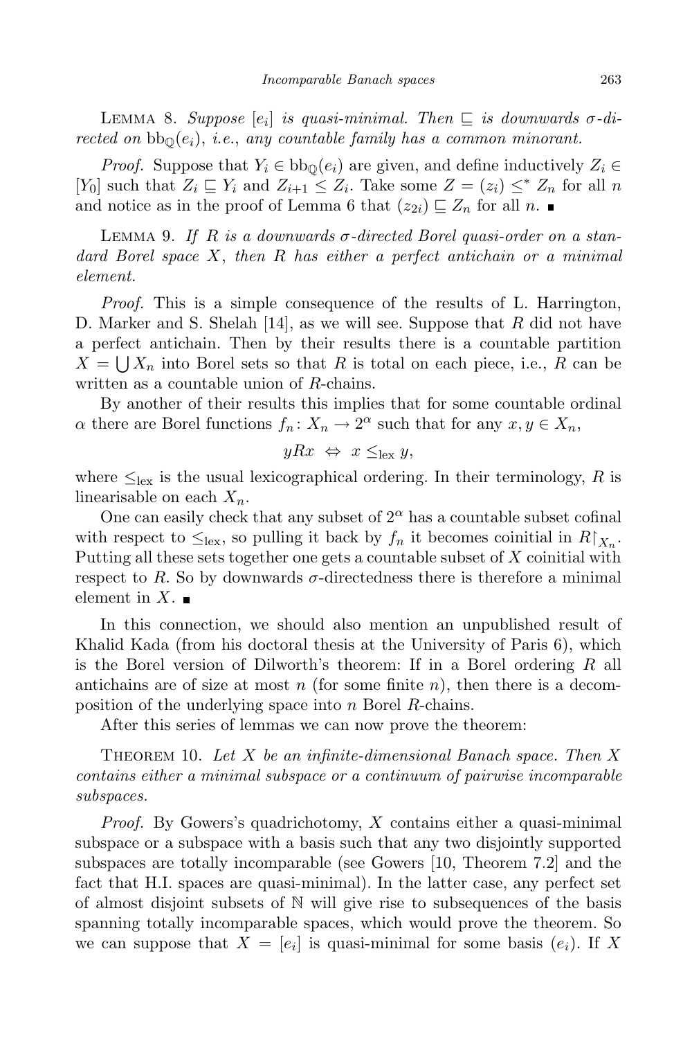LEMMA 8. *Suppose $[e_i]$ is quasi-minimal. Then $\sqsubseteq$ is downwards $\sigma$-directed on $\mathrm{bb}_{\mathbb{Q}}(e_i)$, i.e., any countable family has a common minorant.*

*Proof.* Suppose that $Y_i \in \mathrm{bb}_{\mathbb{Q}}(e_i)$ are given, and define inductively $Z_i \in [Y_0]$ such that $Z_i \sqsubseteq Y_i$ and $Z_{i+1} \leq Z_i$. Take some $Z = (z_i) \leq^* Z_n$ for all $n$ and notice as in the proof of Lemma 6 that $(z_{2i}) \sqsubseteq Z_n$ for all $n$. ∎

LEMMA 9. *If $R$ is a downwards $\sigma$-directed Borel quasi-order on a standard Borel space $X$, then $R$ has either a perfect antichain or a minimal element.*

*Proof.* This is a simple consequence of the results of L. Harrington, D. Marker and S. Shelah [14], as we will see. Suppose that $R$ did not have a perfect antichain. Then by their results there is a countable partition $X = \bigcup X_n$ into Borel sets so that $R$ is total on each piece, i.e., $R$ can be written as a countable union of $R$-chains.

By another of their results this implies that for some countable ordinal $\alpha$ there are Borel functions $f_n \colon X_n \to 2^\alpha$ such that for any $x, y \in X_n$,

$$yRx \;\Leftrightarrow\; x \leq_{\mathrm{lex}} y,$$

where $\leq_{\mathrm{lex}}$ is the usual lexicographical ordering. In their terminology, $R$ is linearisable on each $X_n$.

One can easily check that any subset of $2^\alpha$ has a countable subset cofinal with respect to $\leq_{\mathrm{lex}}$, so pulling it back by $f_n$ it becomes coinitial in $R\restriction_{X_n}$. Putting all these sets together one gets a countable subset of $X$ coinitial with respect to $R$. So by downwards $\sigma$-directedness there is therefore a minimal element in $X$. ∎

In this connection, we should also mention an unpublished result of Khalid Kada (from his doctoral thesis at the University of Paris 6), which is the Borel version of Dilworth's theorem: If in a Borel ordering $R$ all antichains are of size at most $n$ (for some finite $n$), then there is a decomposition of the underlying space into $n$ Borel $R$-chains.

After this series of lemmas we can now prove the theorem:

THEOREM 10. *Let $X$ be an infinite-dimensional Banach space. Then $X$ contains either a minimal subspace or a continuum of pairwise incomparable subspaces.*

*Proof.* By Gowers's quadrichotomy, $X$ contains either a quasi-minimal subspace or a subspace with a basis such that any two disjointly supported subspaces are totally incomparable (see Gowers [10, Theorem 7.2] and the fact that H.I. spaces are quasi-minimal). In the latter case, any perfect set of almost disjoint subsets of $\mathbb{N}$ will give rise to subsequences of the basis spanning totally incomparable spaces, which would prove the theorem. So we can suppose that $X = [e_i]$ is quasi-minimal for some basis $(e_i)$. If $X$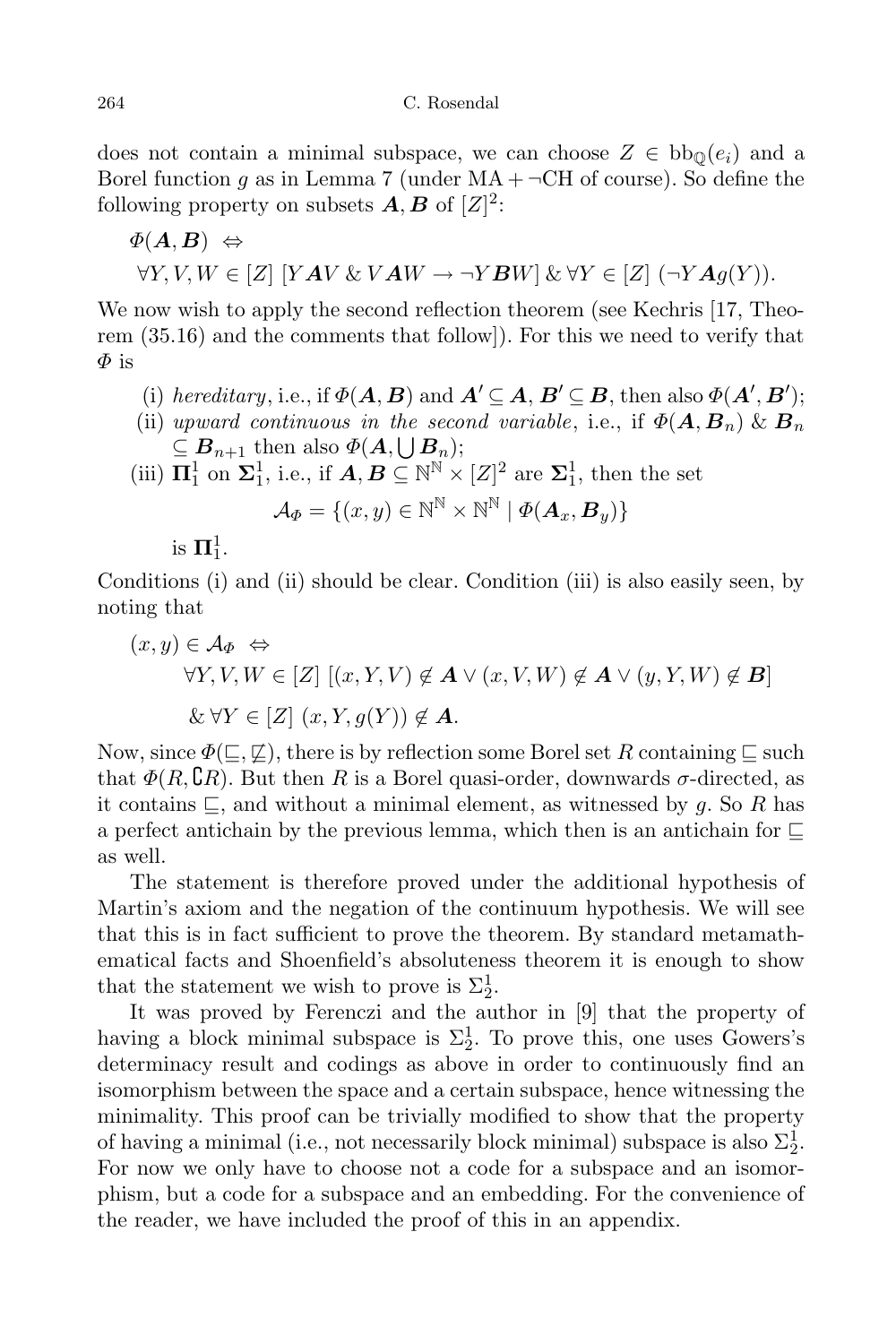does not contain a minimal subspace, we can choose $Z \in \mathrm{bb}_{\mathbb{Q}}(e_i)$ and a Borel function $g$ as in Lemma 7 (under MA + ¬CH of course). So define the following property on subsets $\boldsymbol{A}, \boldsymbol{B}$ of $[Z]^2$:

$$\Phi(\boldsymbol{A}, \boldsymbol{B}) \Leftrightarrow$$
$$\forall Y, V, W \in [Z]\ [Y \boldsymbol{A} V \ \&\ V \boldsymbol{A} W \to \neg Y \boldsymbol{B} W] \ \&\ \forall Y \in [Z]\ (\neg Y \boldsymbol{A} g(Y)).$$

We now wish to apply the second reflection theorem (see Kechris [17, Theorem (35.16) and the comments that follow]). For this we need to verify that $\Phi$ is

(i) *hereditary*, i.e., if $\Phi(\boldsymbol{A}, \boldsymbol{B})$ and $\boldsymbol{A}' \subseteq \boldsymbol{A}$, $\boldsymbol{B}' \subseteq \boldsymbol{B}$, then also $\Phi(\boldsymbol{A}', \boldsymbol{B}')$;

(ii) *upward continuous in the second variable*, i.e., if $\Phi(\boldsymbol{A}, \boldsymbol{B}_n)$ & $\boldsymbol{B}_n \subseteq \boldsymbol{B}_{n+1}$ then also $\Phi(\boldsymbol{A}, \bigcup \boldsymbol{B}_n)$;

(iii) $\boldsymbol{\Pi}^1_1$ on $\boldsymbol{\Sigma}^1_1$, i.e., if $\boldsymbol{A}, \boldsymbol{B} \subseteq \mathbb{N}^{\mathbb{N}} \times [Z]^2$ are $\boldsymbol{\Sigma}^1_1$, then the set

$$\mathcal{A}_{\Phi} = \{(x, y) \in \mathbb{N}^{\mathbb{N}} \times \mathbb{N}^{\mathbb{N}} \mid \Phi(\boldsymbol{A}_x, \boldsymbol{B}_y)\}$$

is $\boldsymbol{\Pi}^1_1$.

Conditions (i) and (ii) should be clear. Condition (iii) is also easily seen, by noting that

$$(x, y) \in \mathcal{A}_{\Phi} \Leftrightarrow$$
$$\forall Y, V, W \in [Z]\ [(x, Y, V) \notin \boldsymbol{A} \vee (x, V, W) \notin \boldsymbol{A} \vee (y, Y, W) \notin \boldsymbol{B}]$$
$$\&\ \forall Y \in [Z]\ (x, Y, g(Y)) \notin \boldsymbol{A}.$$

Now, since $\Phi(\sqsubseteq, \not\sqsupseteq)$, there is by reflection some Borel set $R$ containing $\sqsubseteq$ such that $\Phi(R, \complement R)$. But then $R$ is a Borel quasi-order, downwards $\sigma$-directed, as it contains $\sqsubseteq$, and without a minimal element, as witnessed by $g$. So $R$ has a perfect antichain by the previous lemma, which then is an antichain for $\sqsubseteq$ as well.

The statement is therefore proved under the additional hypothesis of Martin's axiom and the negation of the continuum hypothesis. We will see that this is in fact sufficient to prove the theorem. By standard metamathematical facts and Shoenfield's absoluteness theorem it is enough to show that the statement we wish to prove is $\Sigma^1_2$.

It was proved by Ferenczi and the author in [9] that the property of having a block minimal subspace is $\Sigma^1_2$. To prove this, one uses Gowers's determinacy result and codings as above in order to continuously find an isomorphism between the space and a certain subspace, hence witnessing the minimality. This proof can be trivially modified to show that the property of having a minimal (i.e., not necessarily block minimal) subspace is also $\Sigma^1_2$. For now we only have to choose not a code for a subspace and an isomorphism, but a code for a subspace and an embedding. For the convenience of the reader, we have included the proof of this in an appendix.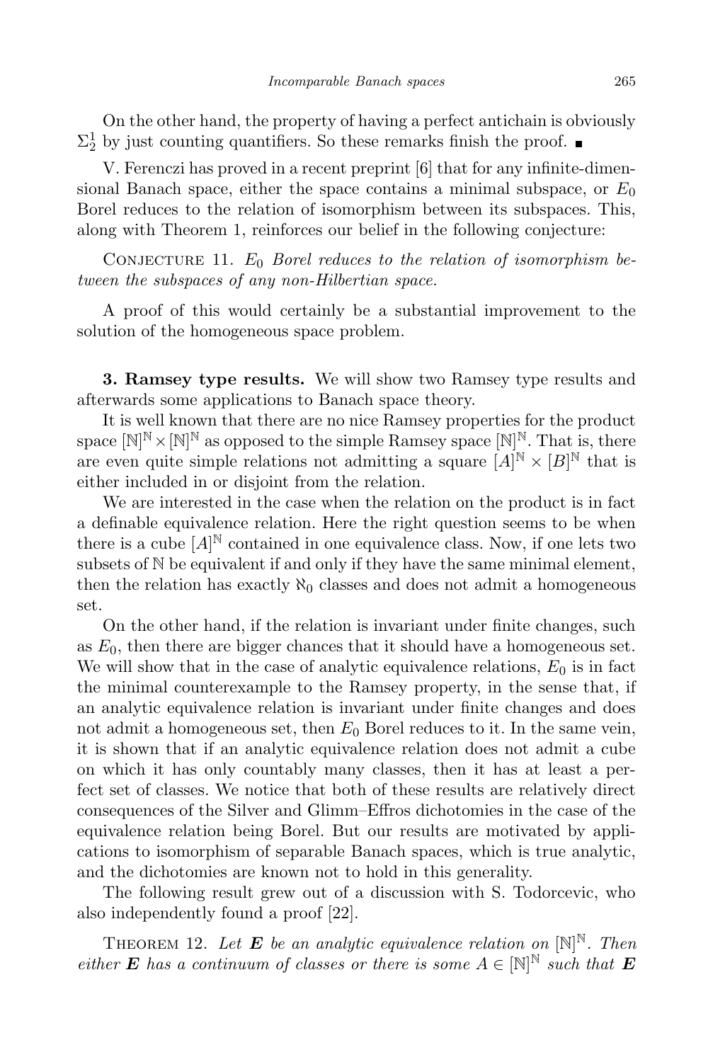On the other hand, the property of having a perfect antichain is obviously $\Sigma^1_2$ by just counting quantifiers. So these remarks finish the proof. ∎

V. Ferenczi has proved in a recent preprint [6] that for any infinite-dimensional Banach space, either the space contains a minimal subspace, or $E_0$ Borel reduces to the relation of isomorphism between its subspaces. This, along with Theorem 1, reinforces our belief in the following conjecture:

Conjecture 11. *$E_0$ Borel reduces to the relation of isomorphism between the subspaces of any non-Hilbertian space.*

A proof of this would certainly be a substantial improvement to the solution of the homogeneous space problem.

**3. Ramsey type results.** We will show two Ramsey type results and afterwards some applications to Banach space theory.

It is well known that there are no nice Ramsey properties for the product space $[\mathbb{N}]^{\mathbb{N}} \times [\mathbb{N}]^{\mathbb{N}}$ as opposed to the simple Ramsey space $[\mathbb{N}]^{\mathbb{N}}$. That is, there are even quite simple relations not admitting a square $[A]^{\mathbb{N}} \times [B]^{\mathbb{N}}$ that is either included in or disjoint from the relation.

We are interested in the case when the relation on the product is in fact a definable equivalence relation. Here the right question seems to be when there is a cube $[A]^{\mathbb{N}}$ contained in one equivalence class. Now, if one lets two subsets of $\mathbb{N}$ be equivalent if and only if they have the same minimal element, then the relation has exactly $\aleph_0$ classes and does not admit a homogeneous set.

On the other hand, if the relation is invariant under finite changes, such as $E_0$, then there are bigger chances that it should have a homogeneous set. We will show that in the case of analytic equivalence relations, $E_0$ is in fact the minimal counterexample to the Ramsey property, in the sense that, if an analytic equivalence relation is invariant under finite changes and does not admit a homogeneous set, then $E_0$ Borel reduces to it. In the same vein, it is shown that if an analytic equivalence relation does not admit a cube on which it has only countably many classes, then it has at least a perfect set of classes. We notice that both of these results are relatively direct consequences of the Silver and Glimm–Effros dichotomies in the case of the equivalence relation being Borel. But our results are motivated by applications to isomorphism of separable Banach spaces, which is true analytic, and the dichotomies are known not to hold in this generality.

The following result grew out of a discussion with S. Todorcevic, who also independently found a proof [22].

Theorem 12. *Let $\boldsymbol{E}$ be an analytic equivalence relation on $[\mathbb{N}]^{\mathbb{N}}$. Then either $\boldsymbol{E}$ has a continuum of classes or there is some $A \in [\mathbb{N}]^{\mathbb{N}}$ such that $\boldsymbol{E}$*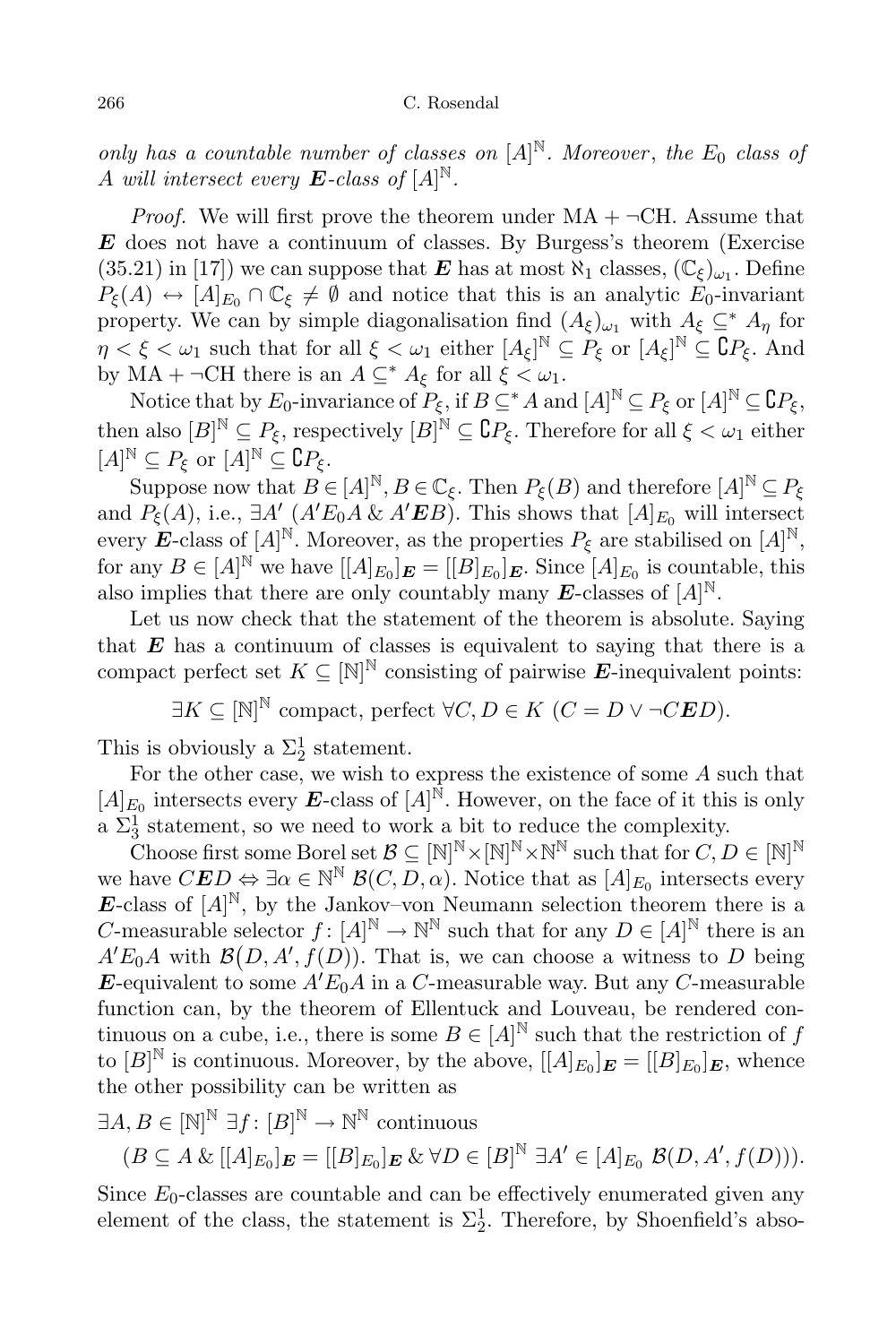*only has a countable number of classes on* $[A]^{\mathbb{N}}$. *Moreover*, *the* $E_0$ *class of* $A$ *will intersect every* $\boldsymbol{E}$*-class of* $[A]^{\mathbb{N}}$.

*Proof.* We will first prove the theorem under MA + ¬CH. Assume that $\boldsymbol{E}$ does not have a continuum of classes. By Burgess's theorem (Exercise (35.21) in [17]) we can suppose that $\boldsymbol{E}$ has at most $\aleph_1$ classes, $(\mathbb{C}_\xi)_{\omega_1}$. Define $P_\xi(A) \leftrightarrow [A]_{E_0} \cap \mathbb{C}_\xi \neq \emptyset$ and notice that this is an analytic $E_0$-invariant property. We can by simple diagonalisation find $(A_\xi)_{\omega_1}$ with $A_\xi \subseteq^* A_\eta$ for $\eta < \xi < \omega_1$ such that for all $\xi < \omega_1$ either $[A_\xi]^{\mathbb{N}} \subseteq P_\xi$ or $[A_\xi]^{\mathbb{N}} \subseteq \complement P_\xi$. And by MA + ¬CH there is an $A \subseteq^* A_\xi$ for all $\xi < \omega_1$.

Notice that by $E_0$-invariance of $P_\xi$, if $B \subseteq^* A$ and $[A]^{\mathbb{N}} \subseteq P_\xi$ or $[A]^{\mathbb{N}} \subseteq \complement P_\xi$, then also $[B]^{\mathbb{N}} \subseteq P_\xi$, respectively $[B]^{\mathbb{N}} \subseteq \complement P_\xi$. Therefore for all $\xi < \omega_1$ either $[A]^{\mathbb{N}} \subseteq P_\xi$ or $[A]^{\mathbb{N}} \subseteq \complement P_\xi$.

Suppose now that $B \in [A]^{\mathbb{N}}, B \in \mathbb{C}_\xi$. Then $P_\xi(B)$ and therefore $[A]^{\mathbb{N}} \subseteq P_\xi$ and $P_\xi(A)$, i.e., $\exists A' \, (A' E_0 A \,\&\, A' \boldsymbol{E} B)$. This shows that $[A]_{E_0}$ will intersect every $\boldsymbol{E}$-class of $[A]^{\mathbb{N}}$. Moreover, as the properties $P_\xi$ are stabilised on $[A]^{\mathbb{N}}$, for any $B \in [A]^{\mathbb{N}}$ we have $[[A]_{E_0}]_{\boldsymbol{E}} = [[B]_{E_0}]_{\boldsymbol{E}}$. Since $[A]_{E_0}$ is countable, this also implies that there are only countably many $\boldsymbol{E}$-classes of $[A]^{\mathbb{N}}$.

Let us now check that the statement of the theorem is absolute. Saying that $\boldsymbol{E}$ has a continuum of classes is equivalent to saying that there is a compact perfect set $K \subseteq [\mathbb{N}]^{\mathbb{N}}$ consisting of pairwise $\boldsymbol{E}$-inequivalent points:

$$\exists K \subseteq [\mathbb{N}]^{\mathbb{N}} \text{ compact, perfect } \forall C, D \in K \; (C = D \vee \neg C \boldsymbol{E} D).$$

This is obviously a $\Sigma^1_2$ statement.

For the other case, we wish to express the existence of some $A$ such that $[A]_{E_0}$ intersects every $\boldsymbol{E}$-class of $[A]^{\mathbb{N}}$. However, on the face of it this is only a $\Sigma^1_3$ statement, so we need to work a bit to reduce the complexity.

Choose first some Borel set $\mathcal{B} \subseteq [\mathbb{N}]^{\mathbb{N}} \times [\mathbb{N}]^{\mathbb{N}} \times \mathbb{N}^{\mathbb{N}}$ such that for $C, D \in [\mathbb{N}]^{\mathbb{N}}$ we have $C \boldsymbol{E} D \Leftrightarrow \exists \alpha \in \mathbb{N}^{\mathbb{N}} \; \mathcal{B}(C, D, \alpha)$. Notice that as $[A]_{E_0}$ intersects every $\boldsymbol{E}$-class of $[A]^{\mathbb{N}}$, by the Jankov–von Neumann selection theorem there is a $C$-measurable selector $f\colon [A]^{\mathbb{N}} \to \mathbb{N}^{\mathbb{N}}$ such that for any $D \in [A]^{\mathbb{N}}$ there is an $A' E_0 A$ with $\mathcal{B}(D, A', f(D))$. That is, we can choose a witness to $D$ being $\boldsymbol{E}$-equivalent to some $A' E_0 A$ in a $C$-measurable way. But any $C$-measurable function can, by the theorem of Ellentuck and Louveau, be rendered continuous on a cube, i.e., there is some $B \in [A]^{\mathbb{N}}$ such that the restriction of $f$ to $[B]^{\mathbb{N}}$ is continuous. Moreover, by the above, $[[A]_{E_0}]_{\boldsymbol{E}} = [[B]_{E_0}]_{\boldsymbol{E}}$, whence the other possibility can be written as

$$\exists A, B \in [\mathbb{N}]^{\mathbb{N}} \; \exists f\colon [B]^{\mathbb{N}} \to \mathbb{N}^{\mathbb{N}} \text{ continuous}$$
$$(B \subseteq A \,\&\, [[A]_{E_0}]_{\boldsymbol{E}} = [[B]_{E_0}]_{\boldsymbol{E}} \,\&\, \forall D \in [B]^{\mathbb{N}} \; \exists A' \in [A]_{E_0} \; \mathcal{B}(D, A', f(D))).$$

Since $E_0$-classes are countable and can be effectively enumerated given any element of the class, the statement is $\Sigma^1_2$. Therefore, by Shoenfield's abso-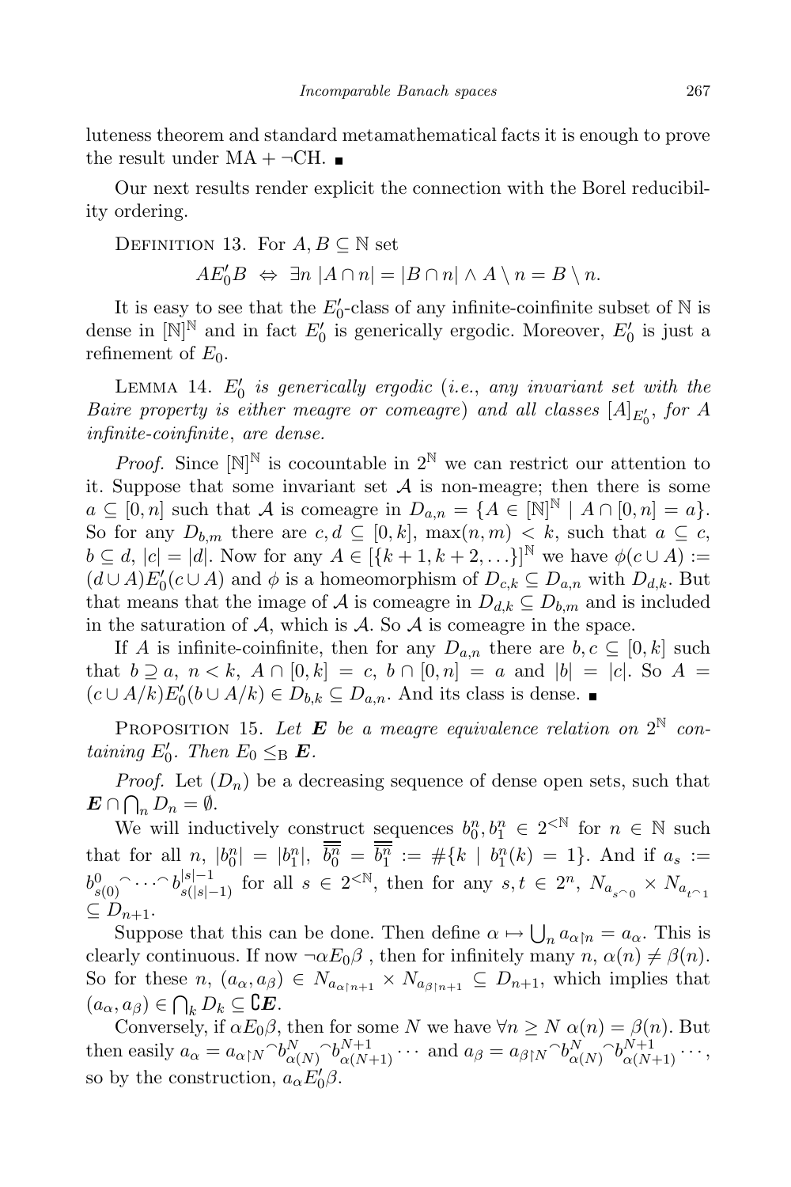luteness theorem and standard metamathematical facts it is enough to prove the result under MA + ¬CH. ∎

Our next results render explicit the connection with the Borel reducibility ordering.

Definition 13. For $A, B \subseteq \mathbb{N}$ set

$$AE_0'B \Leftrightarrow \exists n\ |A \cap n| = |B \cap n| \wedge A \setminus n = B \setminus n.$$

It is easy to see that the $E_0'$-class of any infinite-coinfinite subset of $\mathbb{N}$ is dense in $[\mathbb{N}]^{\mathbb{N}}$ and in fact $E_0'$ is generically ergodic. Moreover, $E_0'$ is just a refinement of $E_0$.

Lemma 14. *$E_0'$ is generically ergodic* (*i.e.*, *any invariant set with the Baire property is either meagre or comeagre*) *and all classes $[A]_{E_0'}$, for $A$ infinite-coinfinite*, *are dense.*

*Proof.* Since $[\mathbb{N}]^{\mathbb{N}}$ is cocountable in $2^{\mathbb{N}}$ we can restrict our attention to it. Suppose that some invariant set $\mathcal{A}$ is non-meagre; then there is some $a \subseteq [0, n]$ such that $\mathcal{A}$ is comeagre in $D_{a,n} = \{A \in [\mathbb{N}]^{\mathbb{N}} \mid A \cap [0, n] = a\}$. So for any $D_{b,m}$ there are $c, d \subseteq [0, k]$, $\max(n, m) < k$, such that $a \subseteq c$, $b \subseteq d$, $|c| = |d|$. Now for any $A \in [\{k+1, k+2, \ldots\}]^{\mathbb{N}}$ we have $\phi(c \cup A) := (d \cup A)E_0'(c \cup A)$ and $\phi$ is a homeomorphism of $D_{c,k} \subseteq D_{a,n}$ with $D_{d,k}$. But that means that the image of $\mathcal{A}$ is comeagre in $D_{d,k} \subseteq D_{b,m}$ and is included in the saturation of $\mathcal{A}$, which is $\mathcal{A}$. So $\mathcal{A}$ is comeagre in the space.

If $A$ is infinite-coinfinite, then for any $D_{a,n}$ there are $b, c \subseteq [0, k]$ such that $b \supseteq a$, $n < k$, $A \cap [0, k] = c$, $b \cap [0, n] = a$ and $|b| = |c|$. So $A = (c \cup A/k)E_0'(b \cup A/k) \in D_{b,k} \subseteq D_{a,n}$. And its class is dense. ∎

Proposition 15. *Let $\boldsymbol{E}$ be a meagre equivalence relation on $2^{\mathbb{N}}$ containing $E_0'$. Then $E_0 \leq_{\mathrm{B}} \boldsymbol{E}$.*

*Proof.* Let $(D_n)$ be a decreasing sequence of dense open sets, such that $\boldsymbol{E} \cap \bigcap_n D_n = \emptyset$.

We will inductively construct sequences $b_0^n, b_1^n \in 2^{<\mathbb{N}}$ for $n \in \mathbb{N}$ such that for all $n$, $|b_0^n| = |b_1^n|$, $\overline{\overline{b_0^n}} = \overline{\overline{b_1^n}} := \#\{k \mid b_1^n(k) = 1\}$. And if $a_s := b^0_{s(0)}{}^\frown \cdots {}^\frown b^{|s|-1}_{s(|s|-1)}$ for all $s \in 2^{<\mathbb{N}}$, then for any $s, t \in 2^n$, $N_{a_{s^\frown 0}} \times N_{a_{t^\frown 1}} \subseteq D_{n+1}$.

Suppose that this can be done. Then define $\alpha \mapsto \bigcup_n a_{\alpha \restriction n} = a_\alpha$. This is clearly continuous. If now $\neg \alpha E_0 \beta$ , then for infinitely many $n$, $\alpha(n) \neq \beta(n)$. So for these $n$, $(a_\alpha, a_\beta) \in N_{a_{\alpha\restriction n+1}} \times N_{a_{\beta\restriction n+1}} \subseteq D_{n+1}$, which implies that $(a_\alpha, a_\beta) \in \bigcap_k D_k \subseteq \complement\boldsymbol{E}$.

Conversely, if $\alpha E_0 \beta$, then for some $N$ we have $\forall n \geq N\ \alpha(n) = \beta(n)$. But then easily $a_\alpha = a_{\alpha\restriction N}{}^\frown b^N_{\alpha(N)}{}^\frown b^{N+1}_{\alpha(N+1)} \cdots$ and $a_\beta = a_{\beta\restriction N}{}^\frown b^N_{\alpha(N)}{}^\frown b^{N+1}_{\alpha(N+1)} \cdots$, so by the construction, $a_\alpha E_0' \beta$.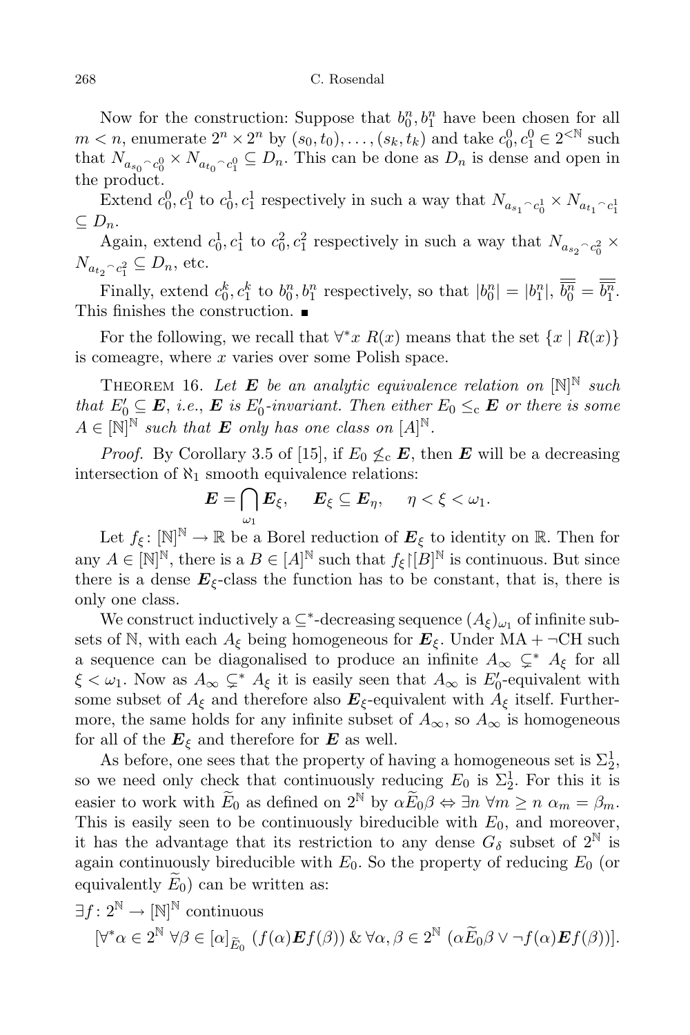Now for the construction: Suppose that $b_0^n, b_1^n$ have been chosen for all $m < n$, enumerate $2^n \times 2^n$ by $(s_0, t_0), \ldots, (s_k, t_k)$ and take $c_0^0, c_1^0 \in 2^{<\mathbb{N}}$ such that $N_{a_{s_0} {}^\frown c_0^0} \times N_{a_{t_0} {}^\frown c_1^0} \subseteq D_n$. This can be done as $D_n$ is dense and open in the product.

Extend $c_0^0, c_1^0$ to $c_0^1, c_1^1$ respectively in such a way that $N_{a_{s_1} {}^\frown c_0^1} \times N_{a_{t_1} {}^\frown c_1^1} \subseteq D_n$.

Again, extend $c_0^1, c_1^1$ to $c_0^2, c_1^2$ respectively in such a way that $N_{a_{s_2} {}^\frown c_0^2} \times N_{a_{t_2} {}^\frown c_1^2} \subseteq D_n$, etc.

Finally, extend $c_0^k, c_1^k$ to $b_0^n, b_1^n$ respectively, so that $|b_0^n| = |b_1^n|$, $\overline{\overline{b_0^n}} = \overline{\overline{b_1^n}}$. This finishes the construction. ∎

For the following, we recall that $\forall^* x\ R(x)$ means that the set $\{x \mid R(x)\}$ is comeagre, where $x$ varies over some Polish space.

**Theorem 16.** *Let $\boldsymbol{E}$ be an analytic equivalence relation on $[\mathbb{N}]^{\mathbb{N}}$ such that $E_0' \subseteq \boldsymbol{E}$, i.e., $\boldsymbol{E}$ is $E_0'$-invariant. Then either $E_0 \leq_{\mathrm{c}} \boldsymbol{E}$ or there is some $A \in [\mathbb{N}]^{\mathbb{N}}$ such that $\boldsymbol{E}$ only has one class on $[A]^{\mathbb{N}}$.*

*Proof.* By Corollary 3.5 of [15], if $E_0 \not\leq_{\mathrm{c}} \boldsymbol{E}$, then $\boldsymbol{E}$ will be a decreasing intersection of $\aleph_1$ smooth equivalence relations:

$$\boldsymbol{E} = \bigcap_{\omega_1} \boldsymbol{E}_\xi, \qquad \boldsymbol{E}_\xi \subseteq \boldsymbol{E}_\eta, \qquad \eta < \xi < \omega_1.$$

Let $f_\xi \colon [\mathbb{N}]^{\mathbb{N}} \to \mathbb{R}$ be a Borel reduction of $\boldsymbol{E}_\xi$ to identity on $\mathbb{R}$. Then for any $A \in [\mathbb{N}]^{\mathbb{N}}$, there is a $B \in [A]^{\mathbb{N}}$ such that $f_\xi \restriction [B]^{\mathbb{N}}$ is continuous. But since there is a dense $\boldsymbol{E}_\xi$-class the function has to be constant, that is, there is only one class.

We construct inductively a $\subseteq^*$-decreasing sequence $(A_\xi)_{\omega_1}$ of infinite subsets of $\mathbb{N}$, with each $A_\xi$ being homogeneous for $\boldsymbol{E}_\xi$. Under $\mathrm{MA} + \neg\mathrm{CH}$ such a sequence can be diagonalised to produce an infinite $A_\infty \subsetneq^* A_\xi$ for all $\xi < \omega_1$. Now as $A_\infty \subsetneq^* A_\xi$ it is easily seen that $A_\infty$ is $E_0'$-equivalent with some subset of $A_\xi$ and therefore also $\boldsymbol{E}_\xi$-equivalent with $A_\xi$ itself. Furthermore, the same holds for any infinite subset of $A_\infty$, so $A_\infty$ is homogeneous for all of the $\boldsymbol{E}_\xi$ and therefore for $\boldsymbol{E}$ as well.

As before, one sees that the property of having a homogeneous set is $\Sigma_2^1$, so we need only check that continuously reducing $E_0$ is $\Sigma_2^1$. For this it is easier to work with $\widetilde{E}_0$ as defined on $2^{\mathbb{N}}$ by $\alpha \widetilde{E}_0 \beta \Leftrightarrow \exists n\ \forall m \geq n\ \alpha_m = \beta_m$. This is easily seen to be continuously bireducible with $E_0$, and moreover, it has the advantage that its restriction to any dense $G_\delta$ subset of $2^{\mathbb{N}}$ is again continuously bireducible with $E_0$. So the property of reducing $E_0$ (or equivalently $\widetilde{E}_0$) can be written as:

$$\exists f \colon 2^{\mathbb{N}} \to [\mathbb{N}]^{\mathbb{N}} \text{ continuous}$$
$$[\forall^* \alpha \in 2^{\mathbb{N}}\ \forall \beta \in [\alpha]_{\widetilde{E}_0}\ (f(\alpha) \boldsymbol{E} f(\beta)) \mathbin{\&} \forall \alpha, \beta \in 2^{\mathbb{N}}\ (\alpha \widetilde{E}_0 \beta \vee \neg f(\alpha) \boldsymbol{E} f(\beta))].$$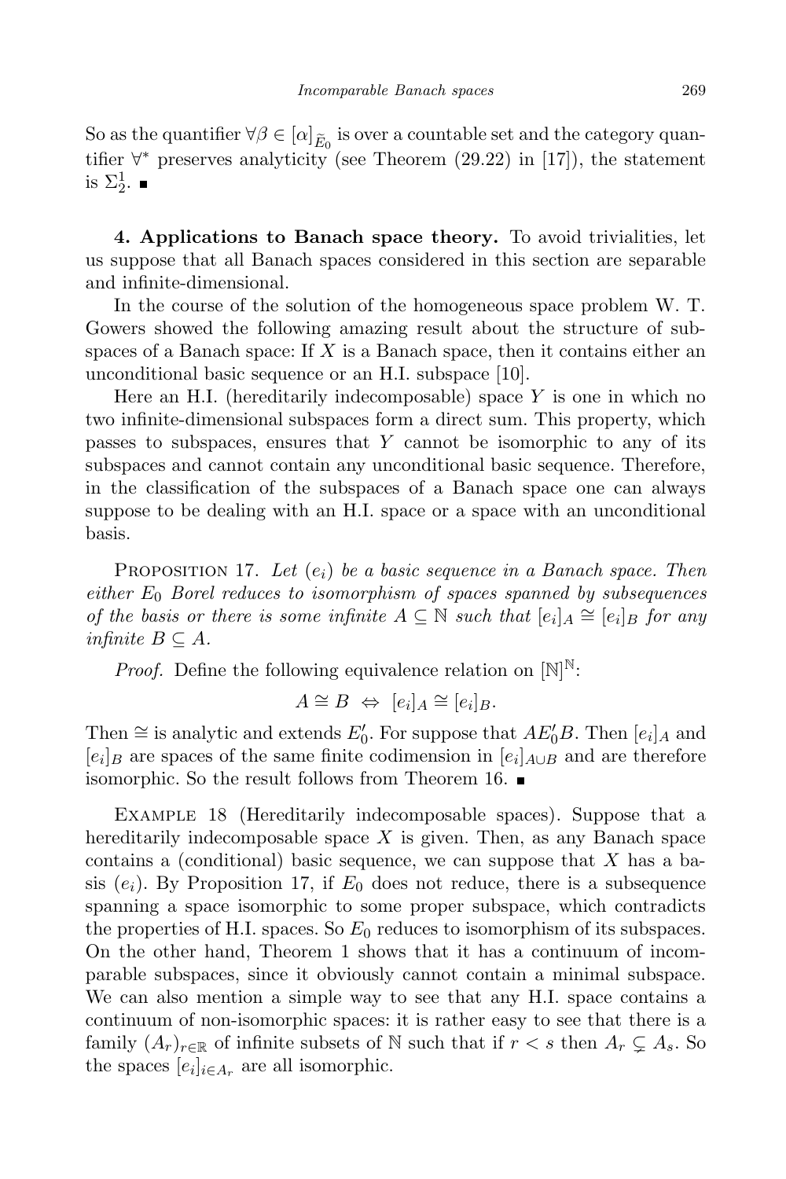So as the quantifier $\forall\beta \in [\alpha]_{\widetilde{E}_0}$ is over a countable set and the category quantifier $\forall^*$ preserves analyticity (see Theorem (29.22) in [17]), the statement is $\Sigma^1_2$. ∎

**4. Applications to Banach space theory.** To avoid trivialities, let us suppose that all Banach spaces considered in this section are separable and infinite-dimensional.

In the course of the solution of the homogeneous space problem W. T. Gowers showed the following amazing result about the structure of subspaces of a Banach space: If $X$ is a Banach space, then it contains either an unconditional basic sequence or an H.I. subspace [10].

Here an H.I. (hereditarily indecomposable) space $Y$ is one in which no two infinite-dimensional subspaces form a direct sum. This property, which passes to subspaces, ensures that $Y$ cannot be isomorphic to any of its subspaces and cannot contain any unconditional basic sequence. Therefore, in the classification of the subspaces of a Banach space one can always suppose to be dealing with an H.I. space or a space with an unconditional basis.

PROPOSITION 17. *Let $(e_i)$ be a basic sequence in a Banach space. Then either $E_0$ Borel reduces to isomorphism of spaces spanned by subsequences of the basis or there is some infinite $A \subseteq \mathbb{N}$ such that $[e_i]_A \cong [e_i]_B$ for any infinite $B \subseteq A$.*

*Proof.* Define the following equivalence relation on $[\mathbb{N}]^{\mathbb{N}}$:

$$A \cong B \iff [e_i]_A \cong [e_i]_B.$$

Then $\cong$ is analytic and extends $E_0'$. For suppose that $AE_0'B$. Then $[e_i]_A$ and $[e_i]_B$ are spaces of the same finite codimension in $[e_i]_{A\cup B}$ and are therefore isomorphic. So the result follows from Theorem 16. ∎

EXAMPLE 18 (Hereditarily indecomposable spaces). Suppose that a hereditarily indecomposable space $X$ is given. Then, as any Banach space contains a (conditional) basic sequence, we can suppose that $X$ has a basis $(e_i)$. By Proposition 17, if $E_0$ does not reduce, there is a subsequence spanning a space isomorphic to some proper subspace, which contradicts the properties of H.I. spaces. So $E_0$ reduces to isomorphism of its subspaces. On the other hand, Theorem 1 shows that it has a continuum of incomparable subspaces, since it obviously cannot contain a minimal subspace. We can also mention a simple way to see that any H.I. space contains a continuum of non-isomorphic spaces: it is rather easy to see that there is a family $(A_r)_{r\in\mathbb{R}}$ of infinite subsets of $\mathbb{N}$ such that if $r < s$ then $A_r \subsetneq A_s$. So the spaces $[e_i]_{i\in A_r}$ are all isomorphic.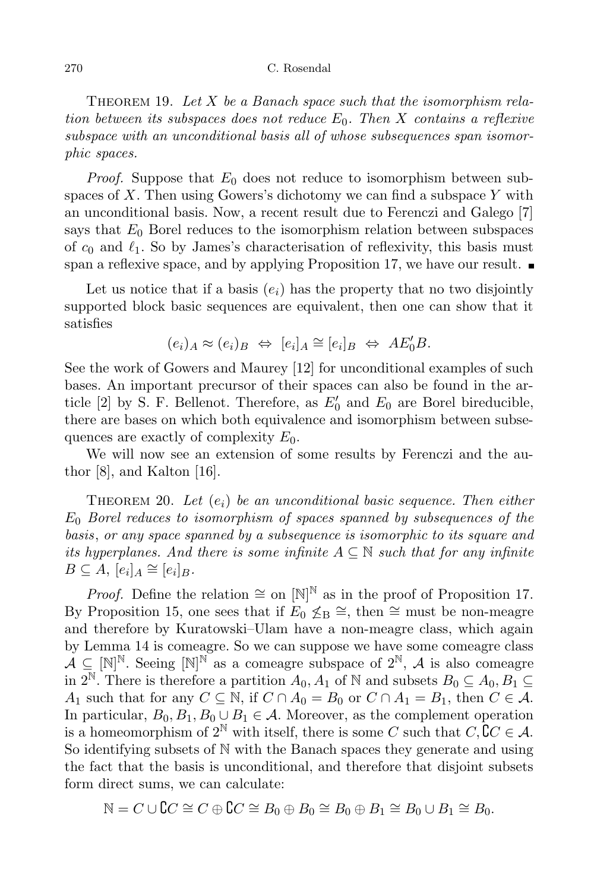**Theorem 19.** *Let $X$ be a Banach space such that the isomorphism relation between its subspaces does not reduce $E_0$. Then $X$ contains a reflexive subspace with an unconditional basis all of whose subsequences span isomorphic spaces.*

*Proof.* Suppose that $E_0$ does not reduce to isomorphism between subspaces of $X$. Then using Gowers's dichotomy we can find a subspace $Y$ with an unconditional basis. Now, a recent result due to Ferenczi and Galego [7] says that $E_0$ Borel reduces to the isomorphism relation between subspaces of $c_0$ and $\ell_1$. So by James's characterisation of reflexivity, this basis must span a reflexive space, and by applying Proposition 17, we have our result. ∎

Let us notice that if a basis $(e_i)$ has the property that no two disjointly supported block basic sequences are equivalent, then one can show that it satisfies

$$(e_i)_A \approx (e_i)_B \;\Leftrightarrow\; [e_i]_A \cong [e_i]_B \;\Leftrightarrow\; AE_0'B.$$

See the work of Gowers and Maurey [12] for unconditional examples of such bases. An important precursor of their spaces can also be found in the article [2] by S. F. Bellenot. Therefore, as $E_0'$ and $E_0$ are Borel bireducible, there are bases on which both equivalence and isomorphism between subsequences are exactly of complexity $E_0$.

We will now see an extension of some results by Ferenczi and the author [8], and Kalton [16].

**Theorem 20.** *Let $(e_i)$ be an unconditional basic sequence. Then either $E_0$ Borel reduces to isomorphism of spaces spanned by subsequences of the basis, or any space spanned by a subsequence is isomorphic to its square and its hyperplanes. And there is some infinite $A \subseteq \mathbb{N}$ such that for any infinite $B \subseteq A$, $[e_i]_A \cong [e_i]_B$.*

*Proof.* Define the relation $\cong$ on $[\mathbb{N}]^{\mathbb{N}}$ as in the proof of Proposition 17. By Proposition 15, one sees that if $E_0 \not\leq_{\mathrm{B}} \cong$, then $\cong$ must be non-meagre and therefore by Kuratowski–Ulam have a non-meagre class, which again by Lemma 14 is comeagre. So we can suppose we have some comeagre class $\mathcal{A} \subseteq [\mathbb{N}]^{\mathbb{N}}$. Seeing $[\mathbb{N}]^{\mathbb{N}}$ as a comeagre subspace of $2^{\mathbb{N}}$, $\mathcal{A}$ is also comeagre in $2^{\mathbb{N}}$. There is therefore a partition $A_0, A_1$ of $\mathbb{N}$ and subsets $B_0 \subseteq A_0, B_1 \subseteq A_1$ such that for any $C \subseteq \mathbb{N}$, if $C \cap A_0 = B_0$ or $C \cap A_1 = B_1$, then $C \in \mathcal{A}$. In particular, $B_0, B_1, B_0 \cup B_1 \in \mathcal{A}$. Moreover, as the complement operation is a homeomorphism of $2^{\mathbb{N}}$ with itself, there is some $C$ such that $C, \complement C \in \mathcal{A}$. So identifying subsets of $\mathbb{N}$ with the Banach spaces they generate and using the fact that the basis is unconditional, and therefore that disjoint subsets form direct sums, we can calculate:

$$\mathbb{N} = C \cup \complement C \cong C \oplus \complement C \cong B_0 \oplus B_0 \cong B_0 \oplus B_1 \cong B_0 \cup B_1 \cong B_0.$$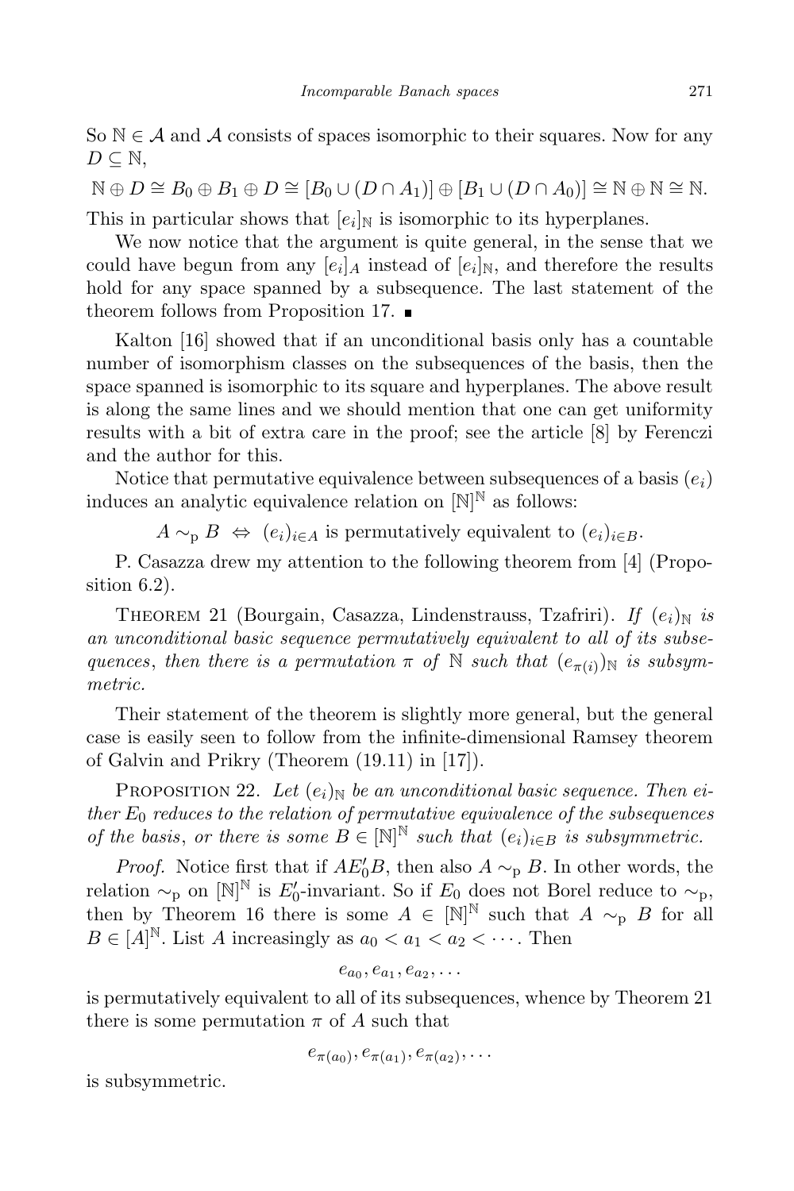So $\mathbb{N} \in \mathcal{A}$ and $\mathcal{A}$ consists of spaces isomorphic to their squares. Now for any $D \subseteq \mathbb{N}$,

$$\mathbb{N} \oplus D \cong B_0 \oplus B_1 \oplus D \cong [B_0 \cup (D \cap A_1)] \oplus [B_1 \cup (D \cap A_0)] \cong \mathbb{N} \oplus \mathbb{N} \cong \mathbb{N}.$$

This in particular shows that $[e_i]_{\mathbb{N}}$ is isomorphic to its hyperplanes.

We now notice that the argument is quite general, in the sense that we could have begun from any $[e_i]_A$ instead of $[e_i]_{\mathbb{N}}$, and therefore the results hold for any space spanned by a subsequence. The last statement of the theorem follows from Proposition 17. ∎

Kalton [16] showed that if an unconditional basis only has a countable number of isomorphism classes on the subsequences of the basis, then the space spanned is isomorphic to its square and hyperplanes. The above result is along the same lines and we should mention that one can get uniformity results with a bit of extra care in the proof; see the article [8] by Ferenczi and the author for this.

Notice that permutative equivalence between subsequences of a basis $(e_i)$ induces an analytic equivalence relation on $[\mathbb{N}]^{\mathbb{N}}$ as follows:

$$A \sim_{\mathrm{p}} B \;\Leftrightarrow\; (e_i)_{i \in A} \text{ is permutatively equivalent to } (e_i)_{i \in B}.$$

P. Casazza drew my attention to the following theorem from [4] (Proposition 6.2).

Theorem 21 (Bourgain, Casazza, Lindenstrauss, Tzafriri). *If $(e_i)_{\mathbb{N}}$ is an unconditional basic sequence permutatively equivalent to all of its subsequences, then there is a permutation $\pi$ of $\mathbb{N}$ such that $(e_{\pi(i)})_{\mathbb{N}}$ is subsymmetric.*

Their statement of the theorem is slightly more general, but the general case is easily seen to follow from the infinite-dimensional Ramsey theorem of Galvin and Prikry (Theorem (19.11) in [17]).

Proposition 22. *Let $(e_i)_{\mathbb{N}}$ be an unconditional basic sequence. Then either $E_0$ reduces to the relation of permutative equivalence of the subsequences of the basis, or there is some $B \in [\mathbb{N}]^{\mathbb{N}}$ such that $(e_i)_{i \in B}$ is subsymmetric.*

*Proof.* Notice first that if $AE_0'B$, then also $A \sim_{\mathrm{p}} B$. In other words, the relation $\sim_{\mathrm{p}}$ on $[\mathbb{N}]^{\mathbb{N}}$ is $E_0'$-invariant. So if $E_0$ does not Borel reduce to $\sim_{\mathrm{p}}$, then by Theorem 16 there is some $A \in [\mathbb{N}]^{\mathbb{N}}$ such that $A \sim_{\mathrm{p}} B$ for all $B \in [A]^{\mathbb{N}}$. List $A$ increasingly as $a_0 < a_1 < a_2 < \cdots$. Then

$$e_{a_0}, e_{a_1}, e_{a_2}, \ldots$$

is permutatively equivalent to all of its subsequences, whence by Theorem 21 there is some permutation $\pi$ of $A$ such that

$$e_{\pi(a_0)}, e_{\pi(a_1)}, e_{\pi(a_2)}, \ldots$$

is subsymmetric.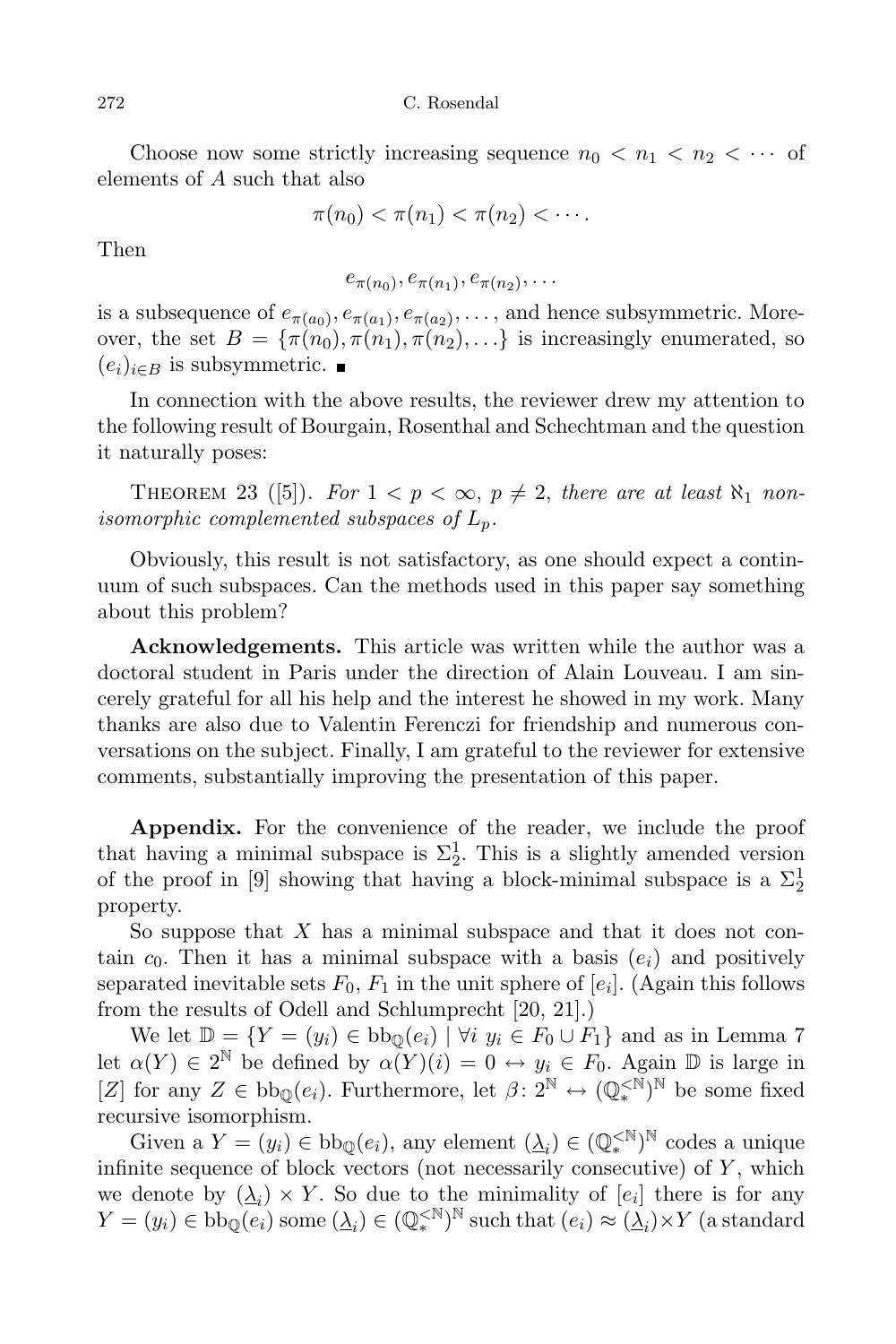Choose now some strictly increasing sequence $n_0 < n_1 < n_2 < \cdots$ of elements of $A$ such that also

$$\pi(n_0) < \pi(n_1) < \pi(n_2) < \cdots.$$

Then

$$e_{\pi(n_0)}, e_{\pi(n_1)}, e_{\pi(n_2)}, \ldots$$

is a subsequence of $e_{\pi(a_0)}, e_{\pi(a_1)}, e_{\pi(a_2)}, \ldots$, and hence subsymmetric. Moreover, the set $B = \{\pi(n_0), \pi(n_1), \pi(n_2), \ldots\}$ is increasingly enumerated, so $(e_i)_{i \in B}$ is subsymmetric. ∎

In connection with the above results, the reviewer drew my attention to the following result of Bourgain, Rosenthal and Schechtman and the question it naturally poses:

THEOREM 23 ([5]). *For $1 < p < \infty$, $p \neq 2$, there are at least $\aleph_1$ non-isomorphic complemented subspaces of $L_p$.*

Obviously, this result is not satisfactory, as one should expect a continuum of such subspaces. Can the methods used in this paper say something about this problem?

**Acknowledgements.** This article was written while the author was a doctoral student in Paris under the direction of Alain Louveau. I am sincerely grateful for all his help and the interest he showed in my work. Many thanks are also due to Valentin Ferenczi for friendship and numerous conversations on the subject. Finally, I am grateful to the reviewer for extensive comments, substantially improving the presentation of this paper.

**Appendix.** For the convenience of the reader, we include the proof that having a minimal subspace is $\Sigma^1_2$. This is a slightly amended version of the proof in [9] showing that having a block-minimal subspace is a $\Sigma^1_2$ property.

So suppose that $X$ has a minimal subspace and that it does not contain $c_0$. Then it has a minimal subspace with a basis $(e_i)$ and positively separated inevitable sets $F_0, F_1$ in the unit sphere of $[e_i]$. (Again this follows from the results of Odell and Schlumprecht [20, 21].)

We let $\mathbb{D} = \{Y = (y_i) \in \mathrm{bb}_{\mathbb{Q}}(e_i) \mid \forall i\ y_i \in F_0 \cup F_1\}$ and as in Lemma 7 let $\alpha(Y) \in 2^{\mathbb{N}}$ be defined by $\alpha(Y)(i) = 0 \leftrightarrow y_i \in F_0$. Again $\mathbb{D}$ is large in $[Z]$ for any $Z \in \mathrm{bb}_{\mathbb{Q}}(e_i)$. Furthermore, let $\beta\colon 2^{\mathbb{N}} \leftrightarrow (\mathbb{Q}^{<\mathbb{N}}_*)^{\mathbb{N}}$ be some fixed recursive isomorphism.

Given a $Y = (y_i) \in \mathrm{bb}_{\mathbb{Q}}(e_i)$, any element $(\underline{\lambda}_i) \in (\mathbb{Q}^{<\mathbb{N}}_*)^{\mathbb{N}}$ codes a unique infinite sequence of block vectors (not necessarily consecutive) of $Y$, which we denote by $(\underline{\lambda}_i) \times Y$. So due to the minimality of $[e_i]$ there is for any $Y = (y_i) \in \mathrm{bb}_{\mathbb{Q}}(e_i)$ some $(\underline{\lambda}_i) \in (\mathbb{Q}^{<\mathbb{N}}_*)^{\mathbb{N}}$ such that $(e_i) \approx (\underline{\lambda}_i) \times Y$ (a standard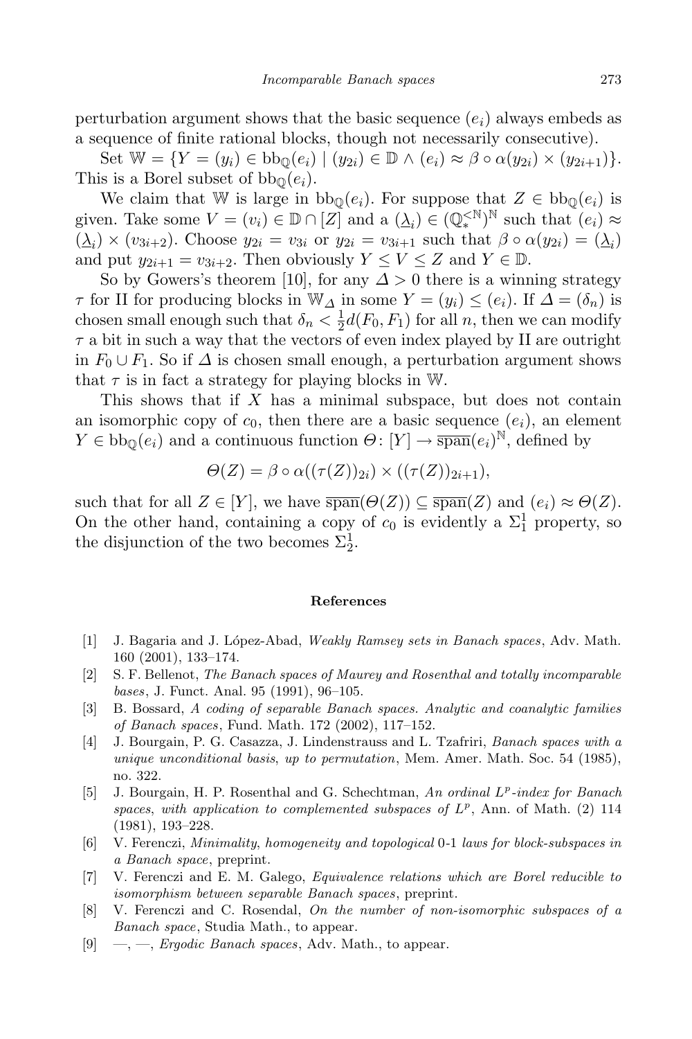perturbation argument shows that the basic sequence $(e_i)$ always embeds as a sequence of finite rational blocks, though not necessarily consecutive).

Set $\mathbb{W} = \{Y = (y_i) \in \mathrm{bb}_{\mathbb{Q}}(e_i) \mid (y_{2i}) \in \mathbb{D} \wedge (e_i) \approx \beta \circ \alpha(y_{2i}) \times (y_{2i+1})\}$. This is a Borel subset of $\mathrm{bb}_{\mathbb{Q}}(e_i)$.

We claim that $\mathbb{W}$ is large in $\mathrm{bb}_{\mathbb{Q}}(e_i)$. For suppose that $Z \in \mathrm{bb}_{\mathbb{Q}}(e_i)$ is given. Take some $V = (v_i) \in \mathbb{D} \cap [Z]$ and a $(\underline{\lambda}_i) \in (\mathbb{Q}_*^{<\mathbb{N}})^{\mathbb{N}}$ such that $(e_i) \approx (\underline{\lambda}_i) \times (v_{3i+2})$. Choose $y_{2i} = v_{3i}$ or $y_{2i} = v_{3i+1}$ such that $\beta \circ \alpha(y_{2i}) = (\underline{\lambda}_i)$ and put $y_{2i+1} = v_{3i+2}$. Then obviously $Y \leq V \leq Z$ and $Y \in \mathbb{D}$.

So by Gowers's theorem [10], for any $\Delta > 0$ there is a winning strategy $\tau$ for II for producing blocks in $\mathbb{W}_\Delta$ in some $Y = (y_i) \leq (e_i)$. If $\Delta = (\delta_n)$ is chosen small enough such that $\delta_n < \frac{1}{2} d(F_0, F_1)$ for all $n$, then we can modify $\tau$ a bit in such a way that the vectors of even index played by II are outright in $F_0 \cup F_1$. So if $\Delta$ is chosen small enough, a perturbation argument shows that $\tau$ is in fact a strategy for playing blocks in $\mathbb{W}$.

This shows that if $X$ has a minimal subspace, but does not contain an isomorphic copy of $c_0$, then there are a basic sequence $(e_i)$, an element $Y \in \mathrm{bb}_{\mathbb{Q}}(e_i)$ and a continuous function $\Theta\colon [Y] \to \overline{\mathrm{span}}(e_i)^{\mathbb{N}}$, defined by

$$\Theta(Z) = \beta \circ \alpha((\tau(Z))_{2i}) \times ((\tau(Z))_{2i+1}),$$

such that for all $Z \in [Y]$, we have $\overline{\mathrm{span}}(\Theta(Z)) \subseteq \overline{\mathrm{span}}(Z)$ and $(e_i) \approx \Theta(Z)$. On the other hand, containing a copy of $c_0$ is evidently a $\Sigma^1_1$ property, so the disjunction of the two becomes $\Sigma^1_2$.

## References

[1] J. Bagaria and J. López-Abad, *Weakly Ramsey sets in Banach spaces*, Adv. Math. 160 (2001), 133–174.

[2] S. F. Bellenot, *The Banach spaces of Maurey and Rosenthal and totally incomparable bases*, J. Funct. Anal. 95 (1991), 96–105.

[3] B. Bossard, *A coding of separable Banach spaces. Analytic and coanalytic families of Banach spaces*, Fund. Math. 172 (2002), 117–152.

[4] J. Bourgain, P. G. Casazza, J. Lindenstrauss and L. Tzafriri, *Banach spaces with a unique unconditional basis, up to permutation*, Mem. Amer. Math. Soc. 54 (1985), no. 322.

[5] J. Bourgain, H. P. Rosenthal and G. Schechtman, *An ordinal $L^p$-index for Banach spaces, with application to complemented subspaces of $L^p$*, Ann. of Math. (2) 114 (1981), 193–228.

[6] V. Ferenczi, *Minimality, homogeneity and topological* 0-1 *laws for block-subspaces in a Banach space*, preprint.

[7] V. Ferenczi and E. M. Galego, *Equivalence relations which are Borel reducible to isomorphism between separable Banach spaces*, preprint.

[8] V. Ferenczi and C. Rosendal, *On the number of non-isomorphic subspaces of a Banach space*, Studia Math., to appear.

[9] —, —, *Ergodic Banach spaces*, Adv. Math., to appear.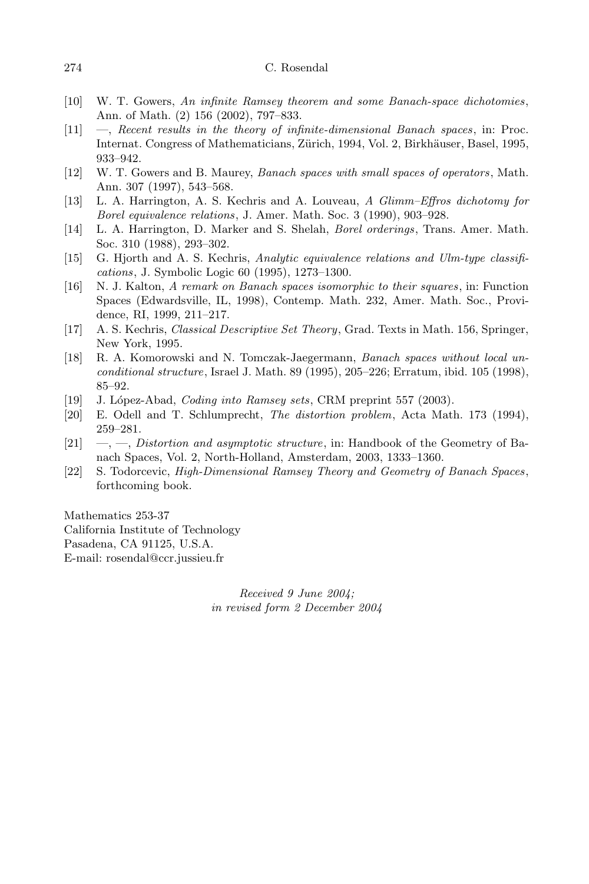[10] W. T. Gowers, *An infinite Ramsey theorem and some Banach-space dichotomies*, Ann. of Math. (2) 156 (2002), 797–833.

[11] —, *Recent results in the theory of infinite-dimensional Banach spaces*, in: Proc. Internat. Congress of Mathematicians, Zürich, 1994, Vol. 2, Birkhäuser, Basel, 1995, 933–942.

[12] W. T. Gowers and B. Maurey, *Banach spaces with small spaces of operators*, Math. Ann. 307 (1997), 543–568.

[13] L. A. Harrington, A. S. Kechris and A. Louveau, *A Glimm–Effros dichotomy for Borel equivalence relations*, J. Amer. Math. Soc. 3 (1990), 903–928.

[14] L. A. Harrington, D. Marker and S. Shelah, *Borel orderings*, Trans. Amer. Math. Soc. 310 (1988), 293–302.

[15] G. Hjorth and A. S. Kechris, *Analytic equivalence relations and Ulm-type classifications*, J. Symbolic Logic 60 (1995), 1273–1300.

[16] N. J. Kalton, *A remark on Banach spaces isomorphic to their squares*, in: Function Spaces (Edwardsville, IL, 1998), Contemp. Math. 232, Amer. Math. Soc., Providence, RI, 1999, 211–217.

[17] A. S. Kechris, *Classical Descriptive Set Theory*, Grad. Texts in Math. 156, Springer, New York, 1995.

[18] R. A. Komorowski and N. Tomczak-Jaegermann, *Banach spaces without local unconditional structure*, Israel J. Math. 89 (1995), 205–226; Erratum, ibid. 105 (1998), 85–92.

[19] J. López-Abad, *Coding into Ramsey sets*, CRM preprint 557 (2003).

[20] E. Odell and T. Schlumprecht, *The distortion problem*, Acta Math. 173 (1994), 259–281.

[21] —, —, *Distortion and asymptotic structure*, in: Handbook of the Geometry of Banach Spaces, Vol. 2, North-Holland, Amsterdam, 2003, 1333–1360.

[22] S. Todorcevic, *High-Dimensional Ramsey Theory and Geometry of Banach Spaces*, forthcoming book.

Mathematics 253-37
California Institute of Technology
Pasadena, CA 91125, U.S.A.
E-mail: rosendal@ccr.jussieu.fr

*Received 9 June 2004;*
*in revised form 2 December 2004*